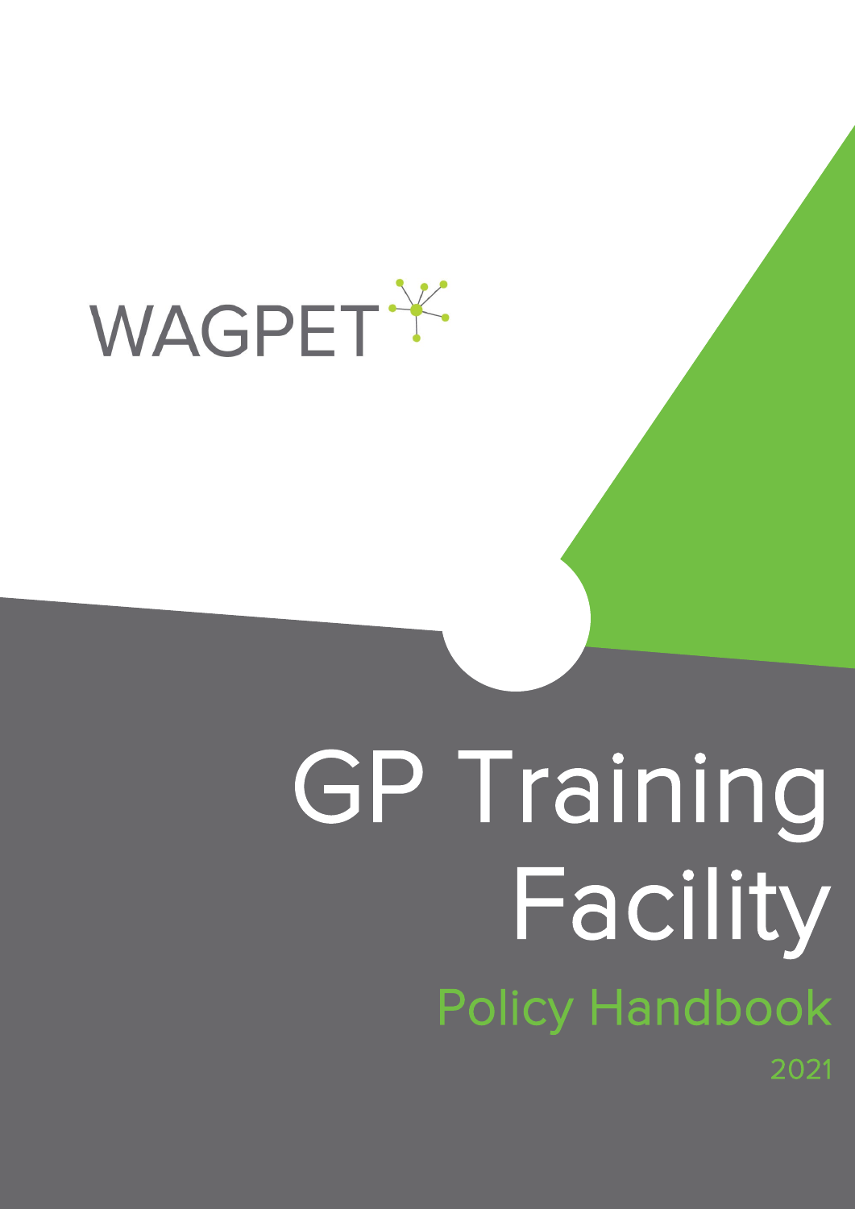WAGPET

# GP Training Facility

## Policy Handbook

2021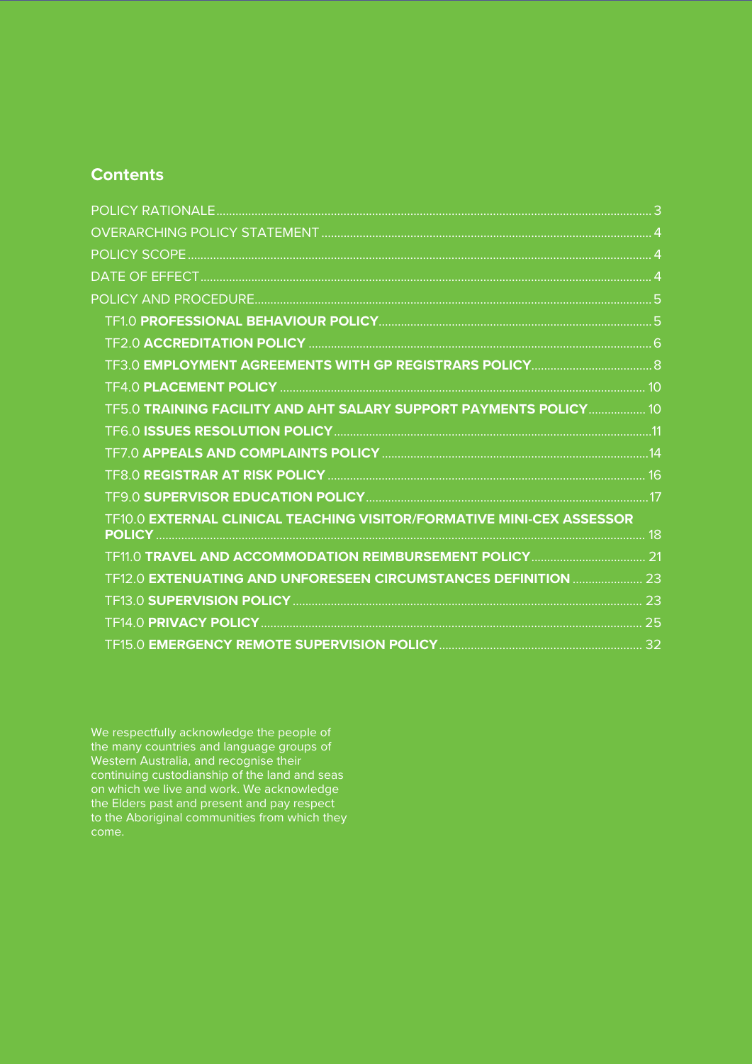## Contents

- POLICY RATIONALE ..... 3
- OVERARCHING POLICY STATEMENT ..... 4
- POLICY SCOPE ..... 4
- DATE OF EFFECT ..... 4
- POLICY AND PROCEDURE ..... 5
  - TF1.0 **PROFESSIONAL BEHAVIOUR POLICY** ..... 5
  - TF2.0 **ACCREDITATION POLICY** ..... 6
  - TF3.0 **EMPLOYMENT AGREEMENTS WITH GP REGISTRARS POLICY** ..... 8
  - TF4.0 **PLACEMENT POLICY** ..... 10
  - TF5.0 **TRAINING FACILITY AND AHT SALARY SUPPORT PAYMENTS POLICY** ..... 10
  - TF6.0 **ISSUES RESOLUTION POLICY** ..... 11
  - TF7.0 **APPEALS AND COMPLAINTS POLICY** ..... 14
  - TF8.0 **REGISTRAR AT RISK POLICY** ..... 16
  - TF9.0 **SUPERVISOR EDUCATION POLICY** ..... 17
  - TF10.0 **EXTERNAL CLINICAL TEACHING VISITOR/FORMATIVE MINI-CEX ASSESSOR POLICY** ..... 18
  - TF11.0 **TRAVEL AND ACCOMMODATION REIMBURSEMENT POLICY** ..... 21
  - TF12.0 **EXTENUATING AND UNFORESEEN CIRCUMSTANCES DEFINITION** ..... 23
  - TF13.0 **SUPERVISION POLICY** ..... 23
  - TF14.0 **PRIVACY POLICY** ..... 25
  - TF15.0 **EMERGENCY REMOTE SUPERVISION POLICY** ..... 32

We respectfully acknowledge the people of the many countries and language groups of Western Australia, and recognise their continuing custodianship of the land and seas on which we live and work. We acknowledge the Elders past and present and pay respect to the Aboriginal communities from which they come.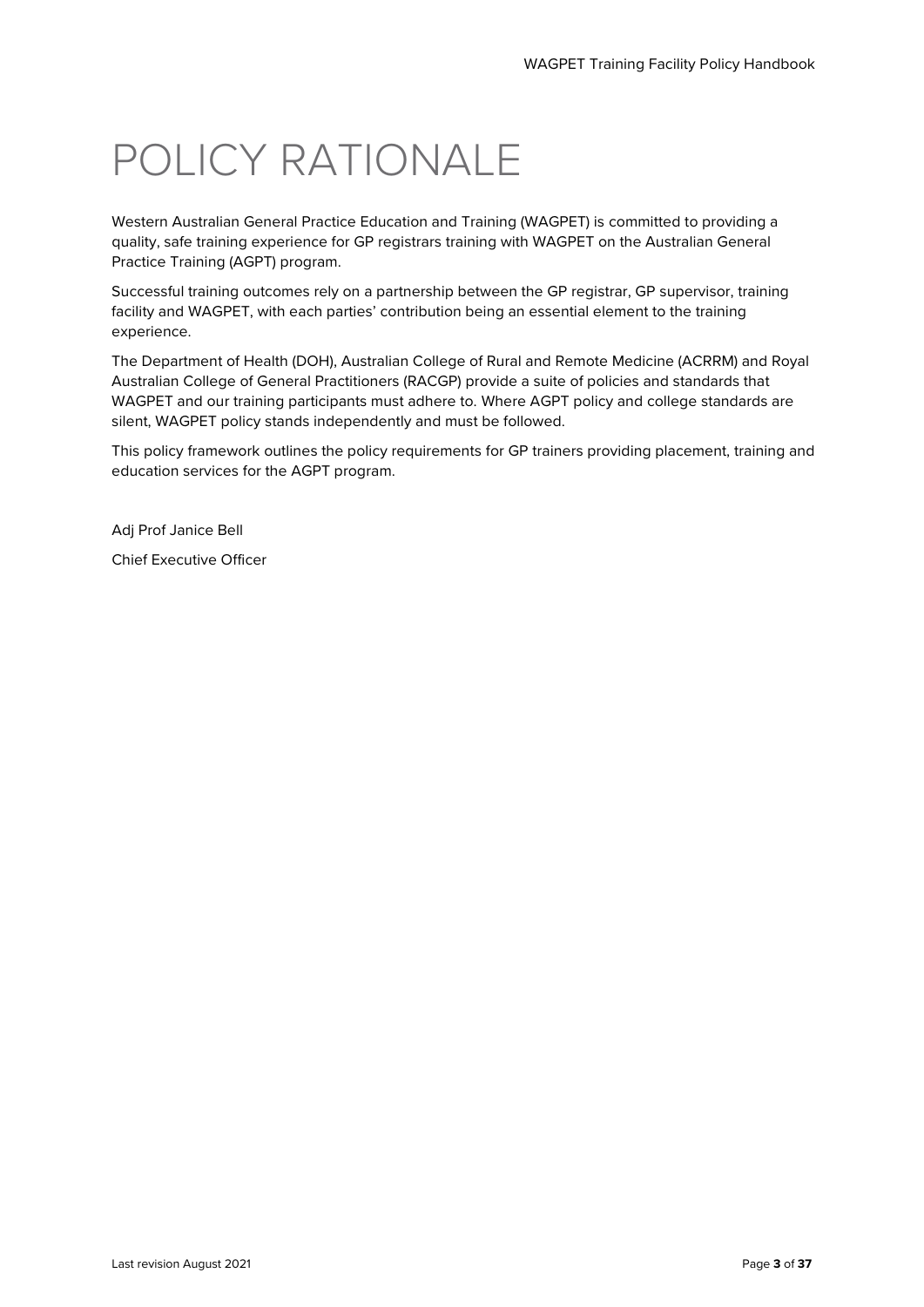# POLICY RATIONALE

Western Australian General Practice Education and Training (WAGPET) is committed to providing a quality, safe training experience for GP registrars training with WAGPET on the Australian General Practice Training (AGPT) program.

Successful training outcomes rely on a partnership between the GP registrar, GP supervisor, training facility and WAGPET, with each parties' contribution being an essential element to the training experience.

The Department of Health (DOH), Australian College of Rural and Remote Medicine (ACRRM) and Royal Australian College of General Practitioners (RACGP) provide a suite of policies and standards that WAGPET and our training participants must adhere to. Where AGPT policy and college standards are silent, WAGPET policy stands independently and must be followed.

This policy framework outlines the policy requirements for GP trainers providing placement, training and education services for the AGPT program.

Adj Prof Janice Bell

Chief Executive Officer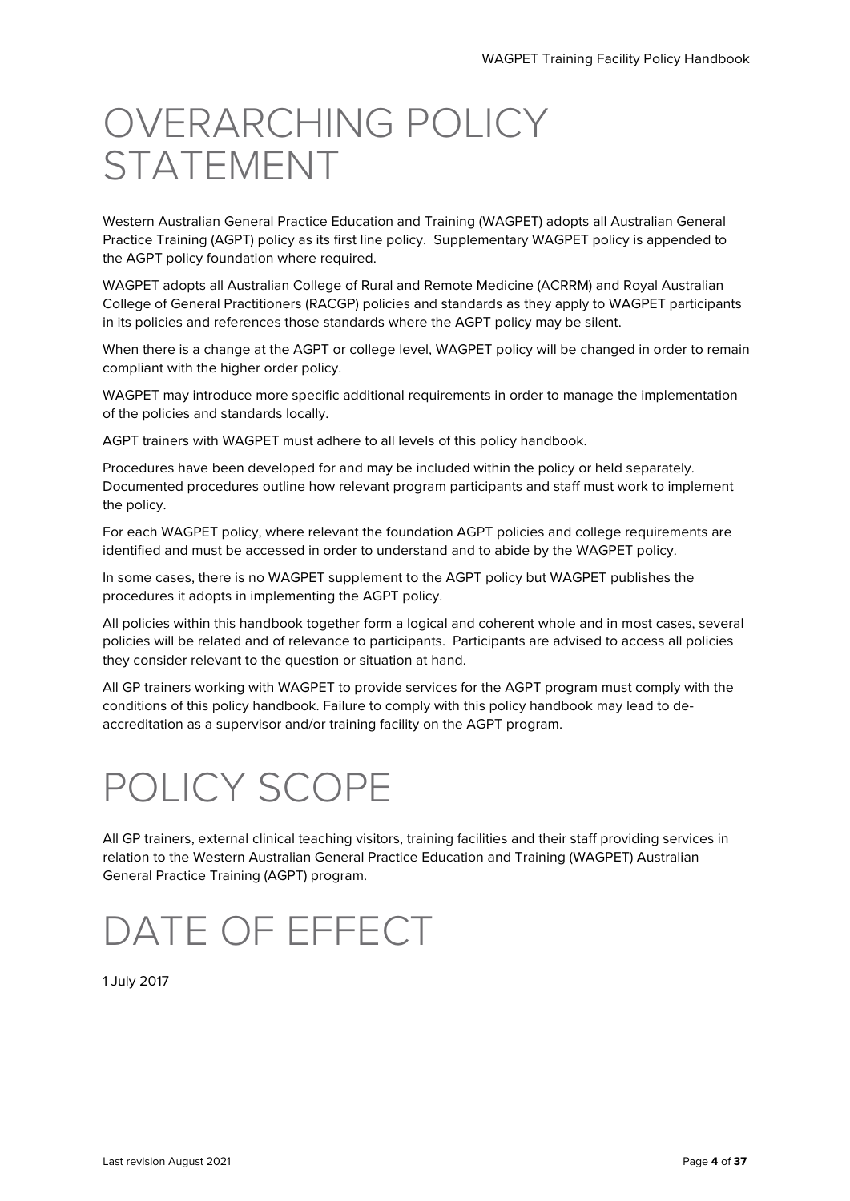# OVERARCHING POLICY STATEMENT

Western Australian General Practice Education and Training (WAGPET) adopts all Australian General Practice Training (AGPT) policy as its first line policy. Supplementary WAGPET policy is appended to the AGPT policy foundation where required.

WAGPET adopts all Australian College of Rural and Remote Medicine (ACRRM) and Royal Australian College of General Practitioners (RACGP) policies and standards as they apply to WAGPET participants in its policies and references those standards where the AGPT policy may be silent.

When there is a change at the AGPT or college level, WAGPET policy will be changed in order to remain compliant with the higher order policy.

WAGPET may introduce more specific additional requirements in order to manage the implementation of the policies and standards locally.

AGPT trainers with WAGPET must adhere to all levels of this policy handbook.

Procedures have been developed for and may be included within the policy or held separately. Documented procedures outline how relevant program participants and staff must work to implement the policy.

For each WAGPET policy, where relevant the foundation AGPT policies and college requirements are identified and must be accessed in order to understand and to abide by the WAGPET policy.

In some cases, there is no WAGPET supplement to the AGPT policy but WAGPET publishes the procedures it adopts in implementing the AGPT policy.

All policies within this handbook together form a logical and coherent whole and in most cases, several policies will be related and of relevance to participants. Participants are advised to access all policies they consider relevant to the question or situation at hand.

All GP trainers working with WAGPET to provide services for the AGPT program must comply with the conditions of this policy handbook. Failure to comply with this policy handbook may lead to de-accreditation as a supervisor and/or training facility on the AGPT program.

# POLICY SCOPE

All GP trainers, external clinical teaching visitors, training facilities and their staff providing services in relation to the Western Australian General Practice Education and Training (WAGPET) Australian General Practice Training (AGPT) program.

# DATE OF EFFECT

1 July 2017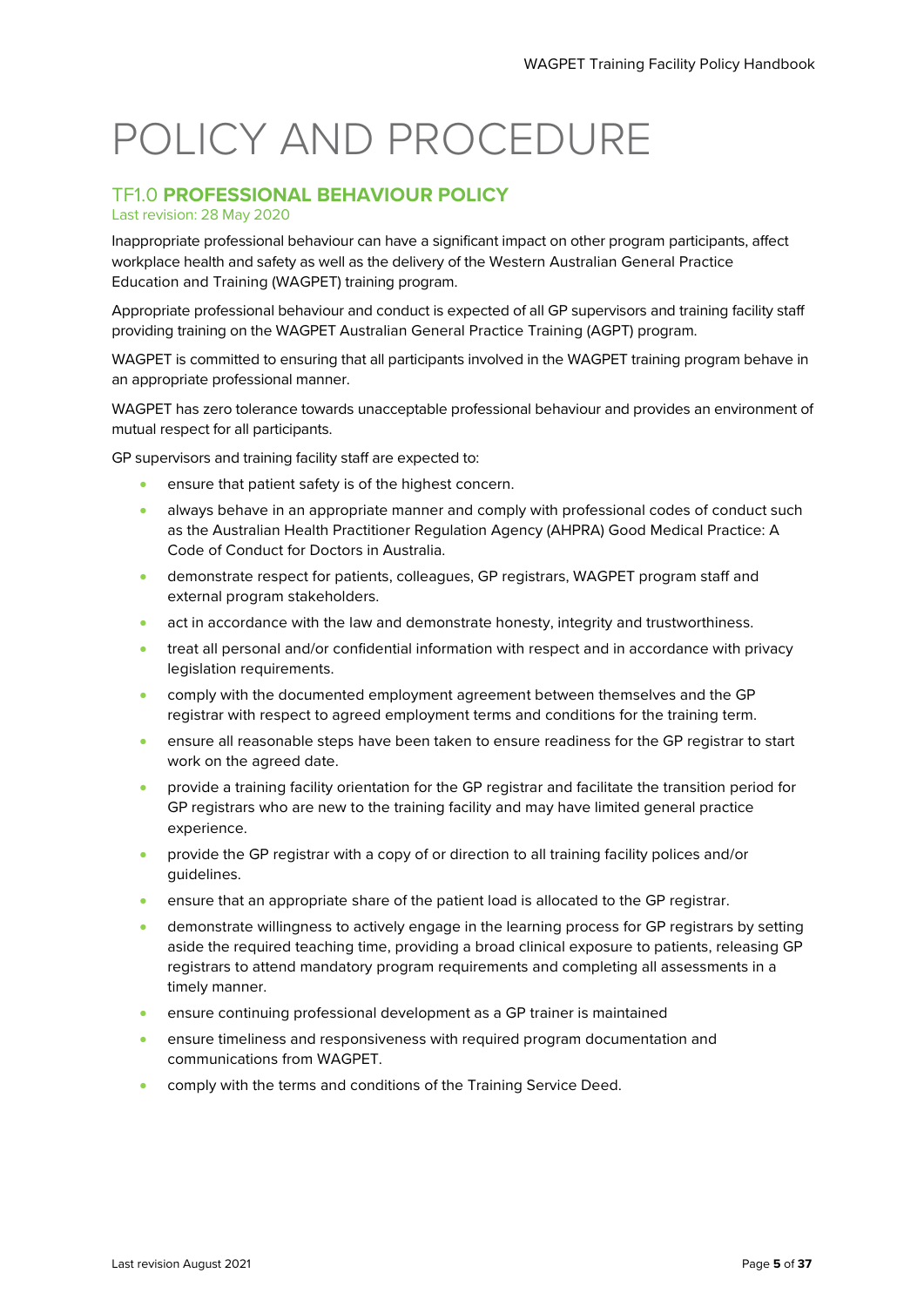# POLICY AND PROCEDURE

## TF1.0 **PROFESSIONAL BEHAVIOUR POLICY**

Last revision: 28 May 2020

Inappropriate professional behaviour can have a significant impact on other program participants, affect workplace health and safety as well as the delivery of the Western Australian General Practice Education and Training (WAGPET) training program.

Appropriate professional behaviour and conduct is expected of all GP supervisors and training facility staff providing training on the WAGPET Australian General Practice Training (AGPT) program.

WAGPET is committed to ensuring that all participants involved in the WAGPET training program behave in an appropriate professional manner.

WAGPET has zero tolerance towards unacceptable professional behaviour and provides an environment of mutual respect for all participants.

GP supervisors and training facility staff are expected to:

- ensure that patient safety is of the highest concern.
- always behave in an appropriate manner and comply with professional codes of conduct such as the Australian Health Practitioner Regulation Agency (AHPRA) Good Medical Practice: A Code of Conduct for Doctors in Australia.
- demonstrate respect for patients, colleagues, GP registrars, WAGPET program staff and external program stakeholders.
- act in accordance with the law and demonstrate honesty, integrity and trustworthiness.
- treat all personal and/or confidential information with respect and in accordance with privacy legislation requirements.
- comply with the documented employment agreement between themselves and the GP registrar with respect to agreed employment terms and conditions for the training term.
- ensure all reasonable steps have been taken to ensure readiness for the GP registrar to start work on the agreed date.
- provide a training facility orientation for the GP registrar and facilitate the transition period for GP registrars who are new to the training facility and may have limited general practice experience.
- provide the GP registrar with a copy of or direction to all training facility polices and/or guidelines.
- ensure that an appropriate share of the patient load is allocated to the GP registrar.
- demonstrate willingness to actively engage in the learning process for GP registrars by setting aside the required teaching time, providing a broad clinical exposure to patients, releasing GP registrars to attend mandatory program requirements and completing all assessments in a timely manner.
- ensure continuing professional development as a GP trainer is maintained
- ensure timeliness and responsiveness with required program documentation and communications from WAGPET.
- comply with the terms and conditions of the Training Service Deed.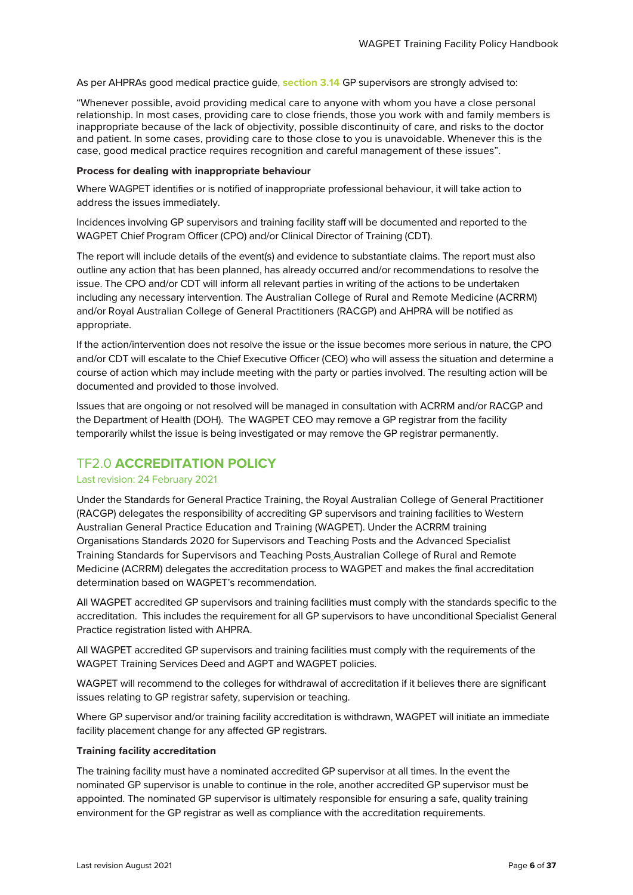As per AHPRAs good medical practice guide, **section 3.14** GP supervisors are strongly advised to:

"Whenever possible, avoid providing medical care to anyone with whom you have a close personal relationship. In most cases, providing care to close friends, those you work with and family members is inappropriate because of the lack of objectivity, possible discontinuity of care, and risks to the doctor and patient. In some cases, providing care to those close to you is unavoidable. Whenever this is the case, good medical practice requires recognition and careful management of these issues".

**Process for dealing with inappropriate behaviour**

Where WAGPET identifies or is notified of inappropriate professional behaviour, it will take action to address the issues immediately.

Incidences involving GP supervisors and training facility staff will be documented and reported to the WAGPET Chief Program Officer (CPO) and/or Clinical Director of Training (CDT).

The report will include details of the event(s) and evidence to substantiate claims. The report must also outline any action that has been planned, has already occurred and/or recommendations to resolve the issue. The CPO and/or CDT will inform all relevant parties in writing of the actions to be undertaken including any necessary intervention. The Australian College of Rural and Remote Medicine (ACRRM) and/or Royal Australian College of General Practitioners (RACGP) and AHPRA will be notified as appropriate.

If the action/intervention does not resolve the issue or the issue becomes more serious in nature, the CPO and/or CDT will escalate to the Chief Executive Officer (CEO) who will assess the situation and determine a course of action which may include meeting with the party or parties involved. The resulting action will be documented and provided to those involved.

Issues that are ongoing or not resolved will be managed in consultation with ACRRM and/or RACGP and the Department of Health (DOH). The WAGPET CEO may remove a GP registrar from the facility temporarily whilst the issue is being investigated or may remove the GP registrar permanently.

## TF2.0 **ACCREDITATION POLICY**

Last revision: 24 February 2021

Under the Standards for General Practice Training, the Royal Australian College of General Practitioner (RACGP) delegates the responsibility of accrediting GP supervisors and training facilities to Western Australian General Practice Education and Training (WAGPET). Under the ACRRM training Organisations Standards 2020 for Supervisors and Teaching Posts and the Advanced Specialist Training Standards for Supervisors and Teaching Posts Australian College of Rural and Remote Medicine (ACRRM) delegates the accreditation process to WAGPET and makes the final accreditation determination based on WAGPET's recommendation.

All WAGPET accredited GP supervisors and training facilities must comply with the standards specific to the accreditation. This includes the requirement for all GP supervisors to have unconditional Specialist General Practice registration listed with AHPRA.

All WAGPET accredited GP supervisors and training facilities must comply with the requirements of the WAGPET Training Services Deed and AGPT and WAGPET policies.

WAGPET will recommend to the colleges for withdrawal of accreditation if it believes there are significant issues relating to GP registrar safety, supervision or teaching.

Where GP supervisor and/or training facility accreditation is withdrawn, WAGPET will initiate an immediate facility placement change for any affected GP registrars.

**Training facility accreditation**

The training facility must have a nominated accredited GP supervisor at all times. In the event the nominated GP supervisor is unable to continue in the role, another accredited GP supervisor must be appointed. The nominated GP supervisor is ultimately responsible for ensuring a safe, quality training environment for the GP registrar as well as compliance with the accreditation requirements.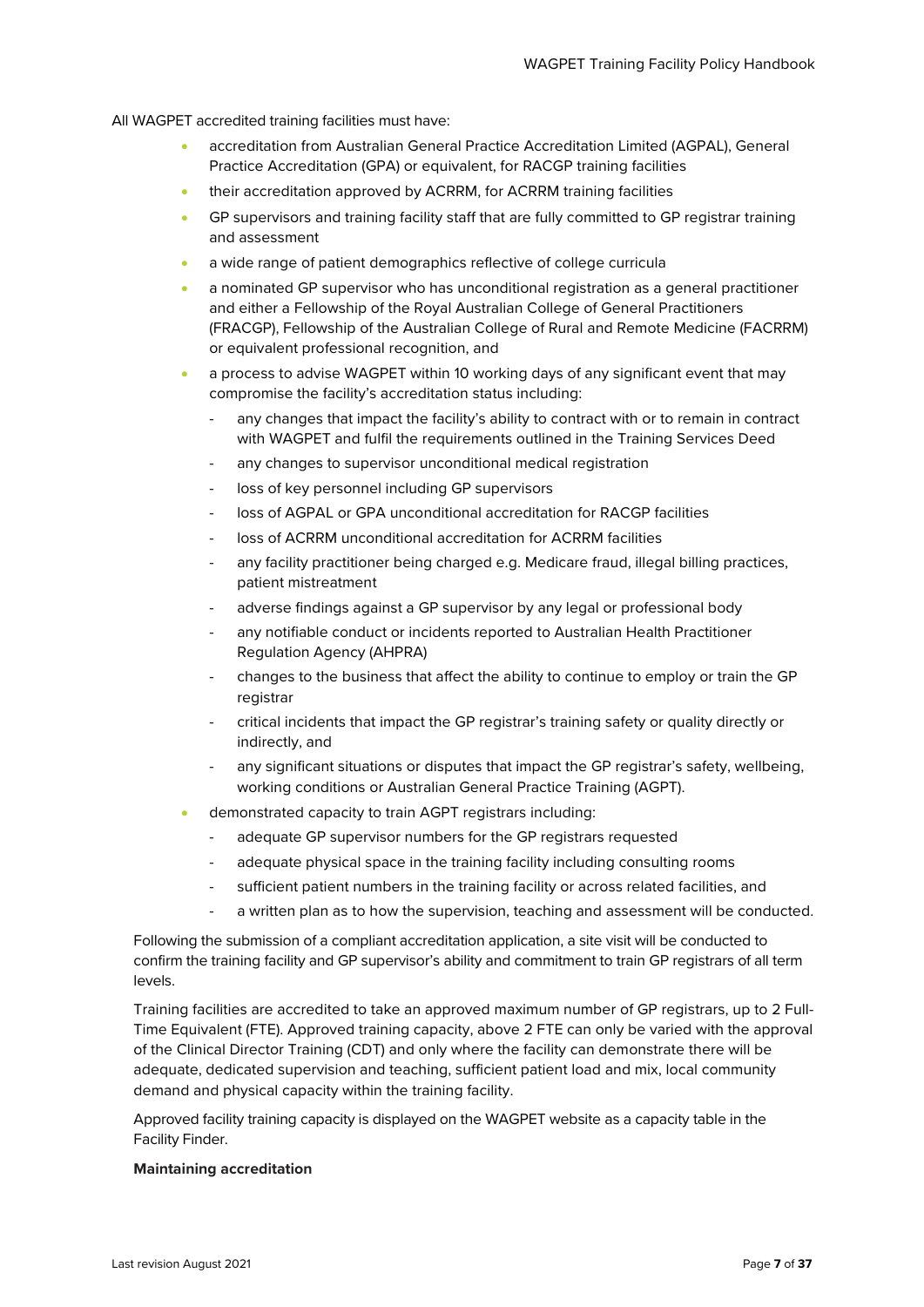All WAGPET accredited training facilities must have:

- accreditation from Australian General Practice Accreditation Limited (AGPAL), General Practice Accreditation (GPA) or equivalent, for RACGP training facilities
- their accreditation approved by ACRRM, for ACRRM training facilities
- GP supervisors and training facility staff that are fully committed to GP registrar training and assessment
- a wide range of patient demographics reflective of college curricula
- a nominated GP supervisor who has unconditional registration as a general practitioner and either a Fellowship of the Royal Australian College of General Practitioners (FRACGP), Fellowship of the Australian College of Rural and Remote Medicine (FACRRM) or equivalent professional recognition, and
- a process to advise WAGPET within 10 working days of any significant event that may compromise the facility's accreditation status including:
  - any changes that impact the facility's ability to contract with or to remain in contract with WAGPET and fulfil the requirements outlined in the Training Services Deed
  - any changes to supervisor unconditional medical registration
  - loss of key personnel including GP supervisors
  - loss of AGPAL or GPA unconditional accreditation for RACGP facilities
  - loss of ACRRM unconditional accreditation for ACRRM facilities
  - any facility practitioner being charged e.g. Medicare fraud, illegal billing practices, patient mistreatment
  - adverse findings against a GP supervisor by any legal or professional body
  - any notifiable conduct or incidents reported to Australian Health Practitioner Regulation Agency (AHPRA)
  - changes to the business that affect the ability to continue to employ or train the GP registrar
  - critical incidents that impact the GP registrar's training safety or quality directly or indirectly, and
  - any significant situations or disputes that impact the GP registrar's safety, wellbeing, working conditions or Australian General Practice Training (AGPT).
- demonstrated capacity to train AGPT registrars including:
  - adequate GP supervisor numbers for the GP registrars requested
  - adequate physical space in the training facility including consulting rooms
  - sufficient patient numbers in the training facility or across related facilities, and
  - a written plan as to how the supervision, teaching and assessment will be conducted.

Following the submission of a compliant accreditation application, a site visit will be conducted to confirm the training facility and GP supervisor's ability and commitment to train GP registrars of all term levels.

Training facilities are accredited to take an approved maximum number of GP registrars, up to 2 Full-Time Equivalent (FTE). Approved training capacity, above 2 FTE can only be varied with the approval of the Clinical Director Training (CDT) and only where the facility can demonstrate there will be adequate, dedicated supervision and teaching, sufficient patient load and mix, local community demand and physical capacity within the training facility.

Approved facility training capacity is displayed on the WAGPET website as a capacity table in the Facility Finder.

**Maintaining accreditation**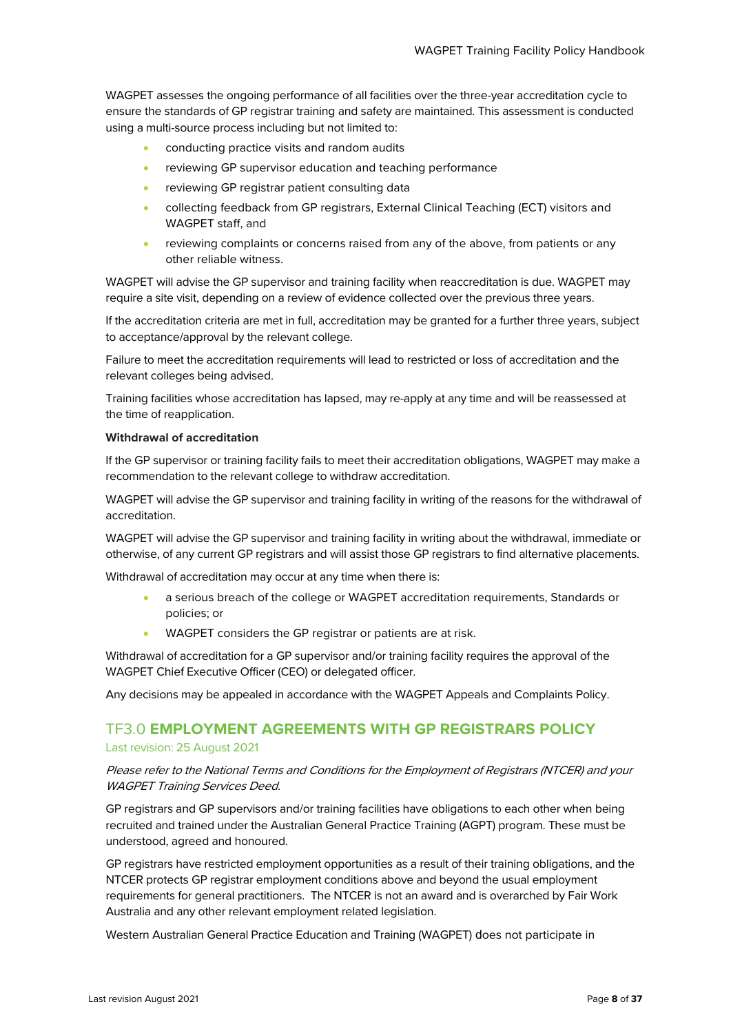WAGPET assesses the ongoing performance of all facilities over the three-year accreditation cycle to ensure the standards of GP registrar training and safety are maintained. This assessment is conducted using a multi-source process including but not limited to:

- conducting practice visits and random audits
- reviewing GP supervisor education and teaching performance
- reviewing GP registrar patient consulting data
- collecting feedback from GP registrars, External Clinical Teaching (ECT) visitors and WAGPET staff, and
- reviewing complaints or concerns raised from any of the above, from patients or any other reliable witness.

WAGPET will advise the GP supervisor and training facility when reaccreditation is due. WAGPET may require a site visit, depending on a review of evidence collected over the previous three years.

If the accreditation criteria are met in full, accreditation may be granted for a further three years, subject to acceptance/approval by the relevant college.

Failure to meet the accreditation requirements will lead to restricted or loss of accreditation and the relevant colleges being advised.

Training facilities whose accreditation has lapsed, may re-apply at any time and will be reassessed at the time of reapplication.

**Withdrawal of accreditation**

If the GP supervisor or training facility fails to meet their accreditation obligations, WAGPET may make a recommendation to the relevant college to withdraw accreditation.

WAGPET will advise the GP supervisor and training facility in writing of the reasons for the withdrawal of accreditation.

WAGPET will advise the GP supervisor and training facility in writing about the withdrawal, immediate or otherwise, of any current GP registrars and will assist those GP registrars to find alternative placements.

Withdrawal of accreditation may occur at any time when there is:

- a serious breach of the college or WAGPET accreditation requirements, Standards or policies; or
- WAGPET considers the GP registrar or patients are at risk.

Withdrawal of accreditation for a GP supervisor and/or training facility requires the approval of the WAGPET Chief Executive Officer (CEO) or delegated officer.

Any decisions may be appealed in accordance with the WAGPET Appeals and Complaints Policy.

## TF3.0 **EMPLOYMENT AGREEMENTS WITH GP REGISTRARS POLICY**

Last revision: 25 August 2021

*Please refer to the National Terms and Conditions for the Employment of Registrars (NTCER) and your WAGPET Training Services Deed.*

GP registrars and GP supervisors and/or training facilities have obligations to each other when being recruited and trained under the Australian General Practice Training (AGPT) program. These must be understood, agreed and honoured.

GP registrars have restricted employment opportunities as a result of their training obligations, and the NTCER protects GP registrar employment conditions above and beyond the usual employment requirements for general practitioners. The NTCER is not an award and is overarched by Fair Work Australia and any other relevant employment related legislation.

Western Australian General Practice Education and Training (WAGPET) does not participate in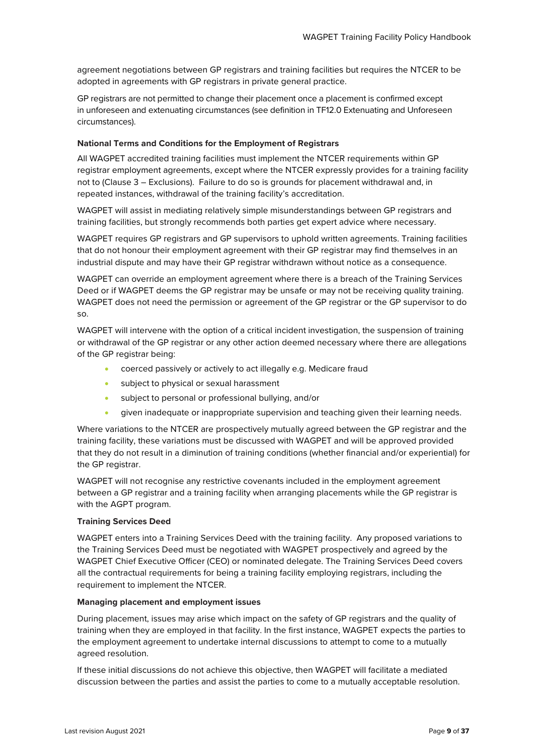agreement negotiations between GP registrars and training facilities but requires the NTCER to be adopted in agreements with GP registrars in private general practice.

GP registrars are not permitted to change their placement once a placement is confirmed except in unforeseen and extenuating circumstances (see definition in TF12.0 Extenuating and Unforeseen circumstances).

**National Terms and Conditions for the Employment of Registrars**

All WAGPET accredited training facilities must implement the NTCER requirements within GP registrar employment agreements, except where the NTCER expressly provides for a training facility not to (Clause 3 – Exclusions). Failure to do so is grounds for placement withdrawal and, in repeated instances, withdrawal of the training facility's accreditation.

WAGPET will assist in mediating relatively simple misunderstandings between GP registrars and training facilities, but strongly recommends both parties get expert advice where necessary.

WAGPET requires GP registrars and GP supervisors to uphold written agreements. Training facilities that do not honour their employment agreement with their GP registrar may find themselves in an industrial dispute and may have their GP registrar withdrawn without notice as a consequence.

WAGPET can override an employment agreement where there is a breach of the Training Services Deed or if WAGPET deems the GP registrar may be unsafe or may not be receiving quality training. WAGPET does not need the permission or agreement of the GP registrar or the GP supervisor to do so.

WAGPET will intervene with the option of a critical incident investigation, the suspension of training or withdrawal of the GP registrar or any other action deemed necessary where there are allegations of the GP registrar being:

- coerced passively or actively to act illegally e.g. Medicare fraud
- subject to physical or sexual harassment
- subject to personal or professional bullying, and/or
- given inadequate or inappropriate supervision and teaching given their learning needs.

Where variations to the NTCER are prospectively mutually agreed between the GP registrar and the training facility, these variations must be discussed with WAGPET and will be approved provided that they do not result in a diminution of training conditions (whether financial and/or experiential) for the GP registrar.

WAGPET will not recognise any restrictive covenants included in the employment agreement between a GP registrar and a training facility when arranging placements while the GP registrar is with the AGPT program.

**Training Services Deed**

WAGPET enters into a Training Services Deed with the training facility. Any proposed variations to the Training Services Deed must be negotiated with WAGPET prospectively and agreed by the WAGPET Chief Executive Officer (CEO) or nominated delegate. The Training Services Deed covers all the contractual requirements for being a training facility employing registrars, including the requirement to implement the NTCER.

**Managing placement and employment issues**

During placement, issues may arise which impact on the safety of GP registrars and the quality of training when they are employed in that facility. In the first instance, WAGPET expects the parties to the employment agreement to undertake internal discussions to attempt to come to a mutually agreed resolution.

If these initial discussions do not achieve this objective, then WAGPET will facilitate a mediated discussion between the parties and assist the parties to come to a mutually acceptable resolution.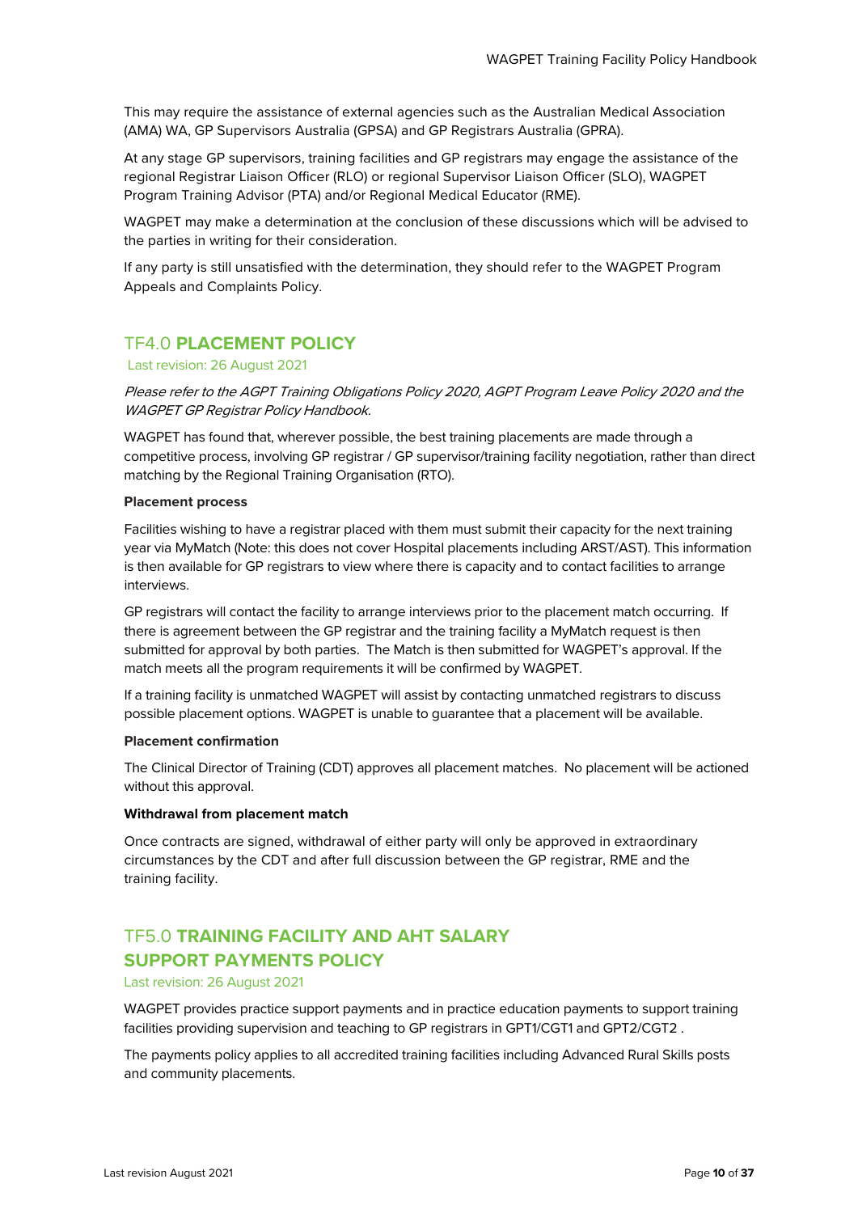This may require the assistance of external agencies such as the Australian Medical Association (AMA) WA, GP Supervisors Australia (GPSA) and GP Registrars Australia (GPRA).

At any stage GP supervisors, training facilities and GP registrars may engage the assistance of the regional Registrar Liaison Officer (RLO) or regional Supervisor Liaison Officer (SLO), WAGPET Program Training Advisor (PTA) and/or Regional Medical Educator (RME).

WAGPET may make a determination at the conclusion of these discussions which will be advised to the parties in writing for their consideration.

If any party is still unsatisfied with the determination, they should refer to the WAGPET Program Appeals and Complaints Policy.

## TF4.0 **PLACEMENT POLICY**

Last revision: 26 August 2021

*Please refer to the AGPT Training Obligations Policy 2020, AGPT Program Leave Policy 2020 and the WAGPET GP Registrar Policy Handbook.*

WAGPET has found that, wherever possible, the best training placements are made through a competitive process, involving GP registrar / GP supervisor/training facility negotiation, rather than direct matching by the Regional Training Organisation (RTO).

**Placement process**

Facilities wishing to have a registrar placed with them must submit their capacity for the next training year via MyMatch (Note: this does not cover Hospital placements including ARST/AST). This information is then available for GP registrars to view where there is capacity and to contact facilities to arrange interviews.

GP registrars will contact the facility to arrange interviews prior to the placement match occurring. If there is agreement between the GP registrar and the training facility a MyMatch request is then submitted for approval by both parties. The Match is then submitted for WAGPET's approval. If the match meets all the program requirements it will be confirmed by WAGPET.

If a training facility is unmatched WAGPET will assist by contacting unmatched registrars to discuss possible placement options. WAGPET is unable to guarantee that a placement will be available.

**Placement confirmation**

The Clinical Director of Training (CDT) approves all placement matches. No placement will be actioned without this approval.

**Withdrawal from placement match**

Once contracts are signed, withdrawal of either party will only be approved in extraordinary circumstances by the CDT and after full discussion between the GP registrar, RME and the training facility.

## TF5.0 **TRAINING FACILITY AND AHT SALARY SUPPORT PAYMENTS POLICY**

Last revision: 26 August 2021

WAGPET provides practice support payments and in practice education payments to support training facilities providing supervision and teaching to GP registrars in GPT1/CGT1 and GPT2/CGT2 .

The payments policy applies to all accredited training facilities including Advanced Rural Skills posts and community placements.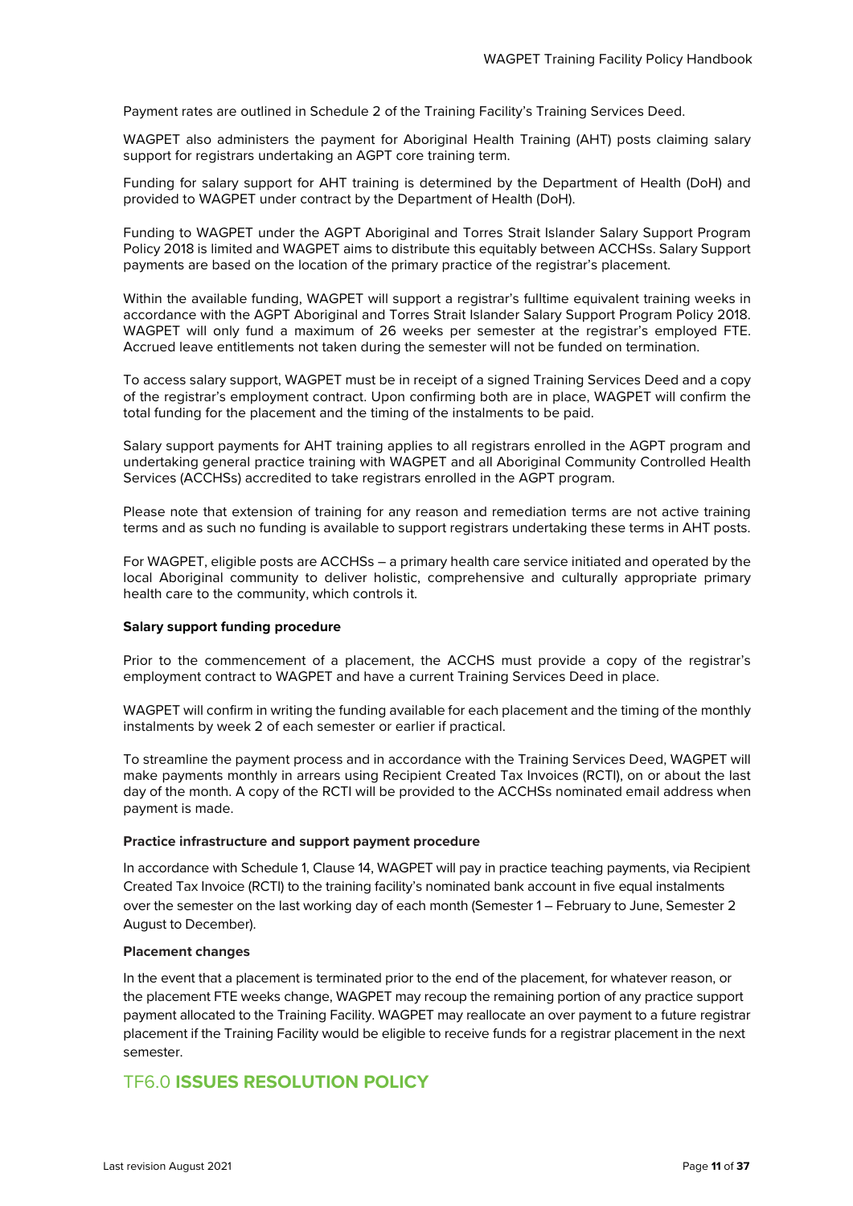Payment rates are outlined in Schedule 2 of the Training Facility's Training Services Deed.

WAGPET also administers the payment for Aboriginal Health Training (AHT) posts claiming salary support for registrars undertaking an AGPT core training term.

Funding for salary support for AHT training is determined by the Department of Health (DoH) and provided to WAGPET under contract by the Department of Health (DoH).

Funding to WAGPET under the AGPT Aboriginal and Torres Strait Islander Salary Support Program Policy 2018 is limited and WAGPET aims to distribute this equitably between ACCHSs. Salary Support payments are based on the location of the primary practice of the registrar's placement.

Within the available funding, WAGPET will support a registrar's fulltime equivalent training weeks in accordance with the AGPT Aboriginal and Torres Strait Islander Salary Support Program Policy 2018. WAGPET will only fund a maximum of 26 weeks per semester at the registrar's employed FTE. Accrued leave entitlements not taken during the semester will not be funded on termination.

To access salary support, WAGPET must be in receipt of a signed Training Services Deed and a copy of the registrar's employment contract. Upon confirming both are in place, WAGPET will confirm the total funding for the placement and the timing of the instalments to be paid.

Salary support payments for AHT training applies to all registrars enrolled in the AGPT program and undertaking general practice training with WAGPET and all Aboriginal Community Controlled Health Services (ACCHSs) accredited to take registrars enrolled in the AGPT program.

Please note that extension of training for any reason and remediation terms are not active training terms and as such no funding is available to support registrars undertaking these terms in AHT posts.

For WAGPET, eligible posts are ACCHSs – a primary health care service initiated and operated by the local Aboriginal community to deliver holistic, comprehensive and culturally appropriate primary health care to the community, which controls it.

**Salary support funding procedure**

Prior to the commencement of a placement, the ACCHS must provide a copy of the registrar's employment contract to WAGPET and have a current Training Services Deed in place.

WAGPET will confirm in writing the funding available for each placement and the timing of the monthly instalments by week 2 of each semester or earlier if practical.

To streamline the payment process and in accordance with the Training Services Deed, WAGPET will make payments monthly in arrears using Recipient Created Tax Invoices (RCTI), on or about the last day of the month. A copy of the RCTI will be provided to the ACCHSs nominated email address when payment is made.

**Practice infrastructure and support payment procedure**

In accordance with Schedule 1, Clause 14, WAGPET will pay in practice teaching payments, via Recipient Created Tax Invoice (RCTI) to the training facility's nominated bank account in five equal instalments over the semester on the last working day of each month (Semester 1 – February to June, Semester 2 August to December).

**Placement changes**

In the event that a placement is terminated prior to the end of the placement, for whatever reason, or the placement FTE weeks change, WAGPET may recoup the remaining portion of any practice support payment allocated to the Training Facility. WAGPET may reallocate an over payment to a future registrar placement if the Training Facility would be eligible to receive funds for a registrar placement in the next semester.

## TF6.0 **ISSUES RESOLUTION POLICY**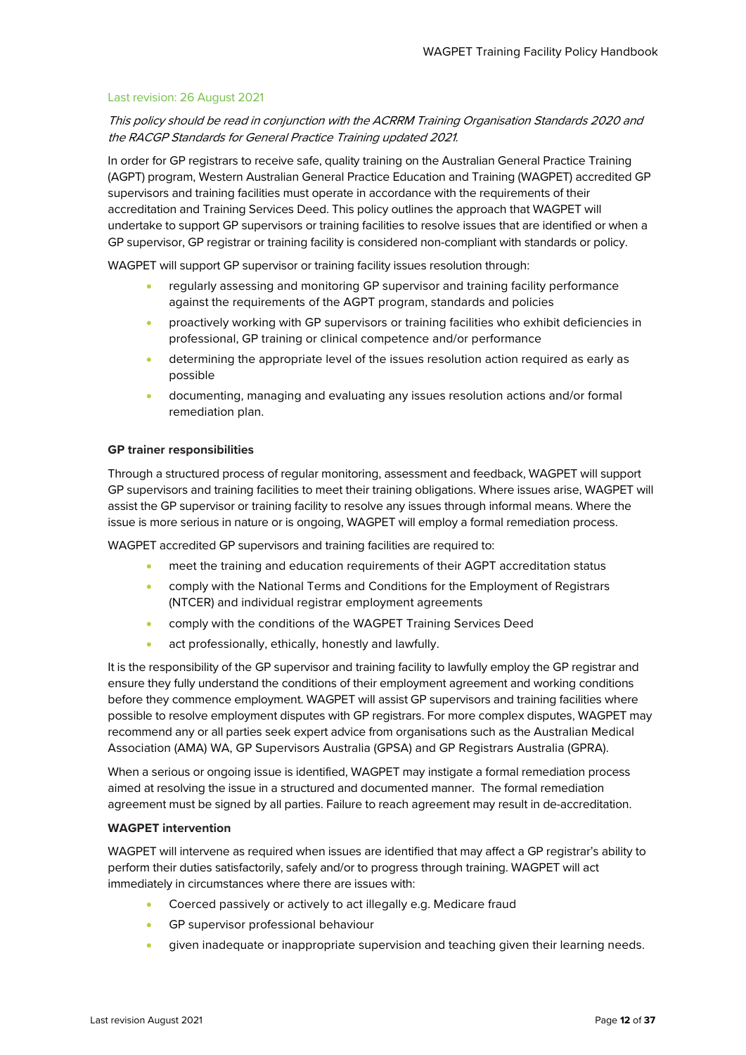Last revision: 26 August 2021

*This policy should be read in conjunction with the ACRRM Training Organisation Standards 2020 and the RACGP Standards for General Practice Training updated 2021.*

In order for GP registrars to receive safe, quality training on the Australian General Practice Training (AGPT) program, Western Australian General Practice Education and Training (WAGPET) accredited GP supervisors and training facilities must operate in accordance with the requirements of their accreditation and Training Services Deed. This policy outlines the approach that WAGPET will undertake to support GP supervisors or training facilities to resolve issues that are identified or when a GP supervisor, GP registrar or training facility is considered non-compliant with standards or policy.

WAGPET will support GP supervisor or training facility issues resolution through:

- regularly assessing and monitoring GP supervisor and training facility performance against the requirements of the AGPT program, standards and policies
- proactively working with GP supervisors or training facilities who exhibit deficiencies in professional, GP training or clinical competence and/or performance
- determining the appropriate level of the issues resolution action required as early as possible
- documenting, managing and evaluating any issues resolution actions and/or formal remediation plan.

**GP trainer responsibilities**

Through a structured process of regular monitoring, assessment and feedback, WAGPET will support GP supervisors and training facilities to meet their training obligations. Where issues arise, WAGPET will assist the GP supervisor or training facility to resolve any issues through informal means. Where the issue is more serious in nature or is ongoing, WAGPET will employ a formal remediation process.

WAGPET accredited GP supervisors and training facilities are required to:

- meet the training and education requirements of their AGPT accreditation status
- comply with the National Terms and Conditions for the Employment of Registrars (NTCER) and individual registrar employment agreements
- comply with the conditions of the WAGPET Training Services Deed
- act professionally, ethically, honestly and lawfully.

It is the responsibility of the GP supervisor and training facility to lawfully employ the GP registrar and ensure they fully understand the conditions of their employment agreement and working conditions before they commence employment. WAGPET will assist GP supervisors and training facilities where possible to resolve employment disputes with GP registrars. For more complex disputes, WAGPET may recommend any or all parties seek expert advice from organisations such as the Australian Medical Association (AMA) WA, GP Supervisors Australia (GPSA) and GP Registrars Australia (GPRA).

When a serious or ongoing issue is identified, WAGPET may instigate a formal remediation process aimed at resolving the issue in a structured and documented manner. The formal remediation agreement must be signed by all parties. Failure to reach agreement may result in de-accreditation.

**WAGPET intervention**

WAGPET will intervene as required when issues are identified that may affect a GP registrar's ability to perform their duties satisfactorily, safely and/or to progress through training. WAGPET will act immediately in circumstances where there are issues with:

- Coerced passively or actively to act illegally e.g. Medicare fraud
- GP supervisor professional behaviour
- given inadequate or inappropriate supervision and teaching given their learning needs.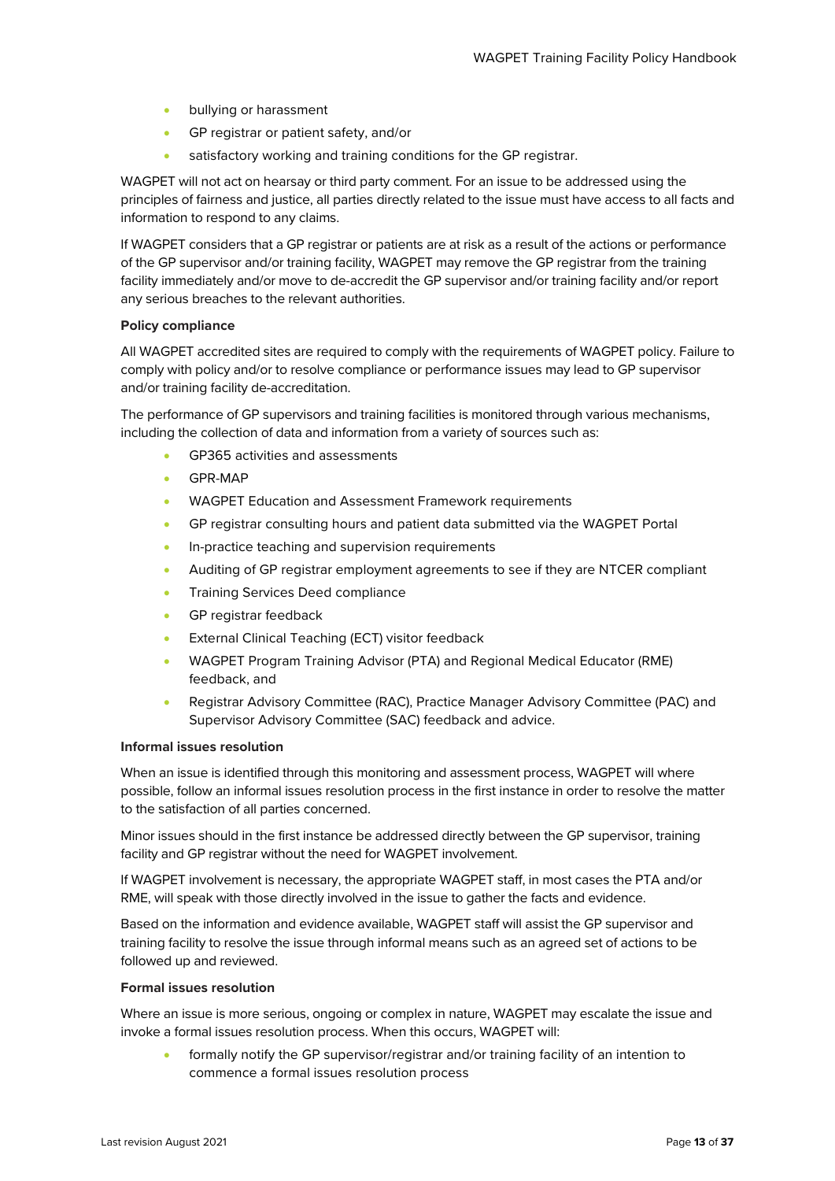- bullying or harassment
- GP registrar or patient safety, and/or
- satisfactory working and training conditions for the GP registrar.

WAGPET will not act on hearsay or third party comment. For an issue to be addressed using the principles of fairness and justice, all parties directly related to the issue must have access to all facts and information to respond to any claims.

If WAGPET considers that a GP registrar or patients are at risk as a result of the actions or performance of the GP supervisor and/or training facility, WAGPET may remove the GP registrar from the training facility immediately and/or move to de-accredit the GP supervisor and/or training facility and/or report any serious breaches to the relevant authorities.

**Policy compliance**

All WAGPET accredited sites are required to comply with the requirements of WAGPET policy. Failure to comply with policy and/or to resolve compliance or performance issues may lead to GP supervisor and/or training facility de-accreditation.

The performance of GP supervisors and training facilities is monitored through various mechanisms, including the collection of data and information from a variety of sources such as:

- GP365 activities and assessments
- GPR-MAP
- WAGPET Education and Assessment Framework requirements
- GP registrar consulting hours and patient data submitted via the WAGPET Portal
- In-practice teaching and supervision requirements
- Auditing of GP registrar employment agreements to see if they are NTCER compliant
- Training Services Deed compliance
- GP registrar feedback
- External Clinical Teaching (ECT) visitor feedback
- WAGPET Program Training Advisor (PTA) and Regional Medical Educator (RME) feedback, and
- Registrar Advisory Committee (RAC), Practice Manager Advisory Committee (PAC) and Supervisor Advisory Committee (SAC) feedback and advice.

**Informal issues resolution**

When an issue is identified through this monitoring and assessment process, WAGPET will where possible, follow an informal issues resolution process in the first instance in order to resolve the matter to the satisfaction of all parties concerned.

Minor issues should in the first instance be addressed directly between the GP supervisor, training facility and GP registrar without the need for WAGPET involvement.

If WAGPET involvement is necessary, the appropriate WAGPET staff, in most cases the PTA and/or RME, will speak with those directly involved in the issue to gather the facts and evidence.

Based on the information and evidence available, WAGPET staff will assist the GP supervisor and training facility to resolve the issue through informal means such as an agreed set of actions to be followed up and reviewed.

**Formal issues resolution**

Where an issue is more serious, ongoing or complex in nature, WAGPET may escalate the issue and invoke a formal issues resolution process. When this occurs, WAGPET will:

- formally notify the GP supervisor/registrar and/or training facility of an intention to commence a formal issues resolution process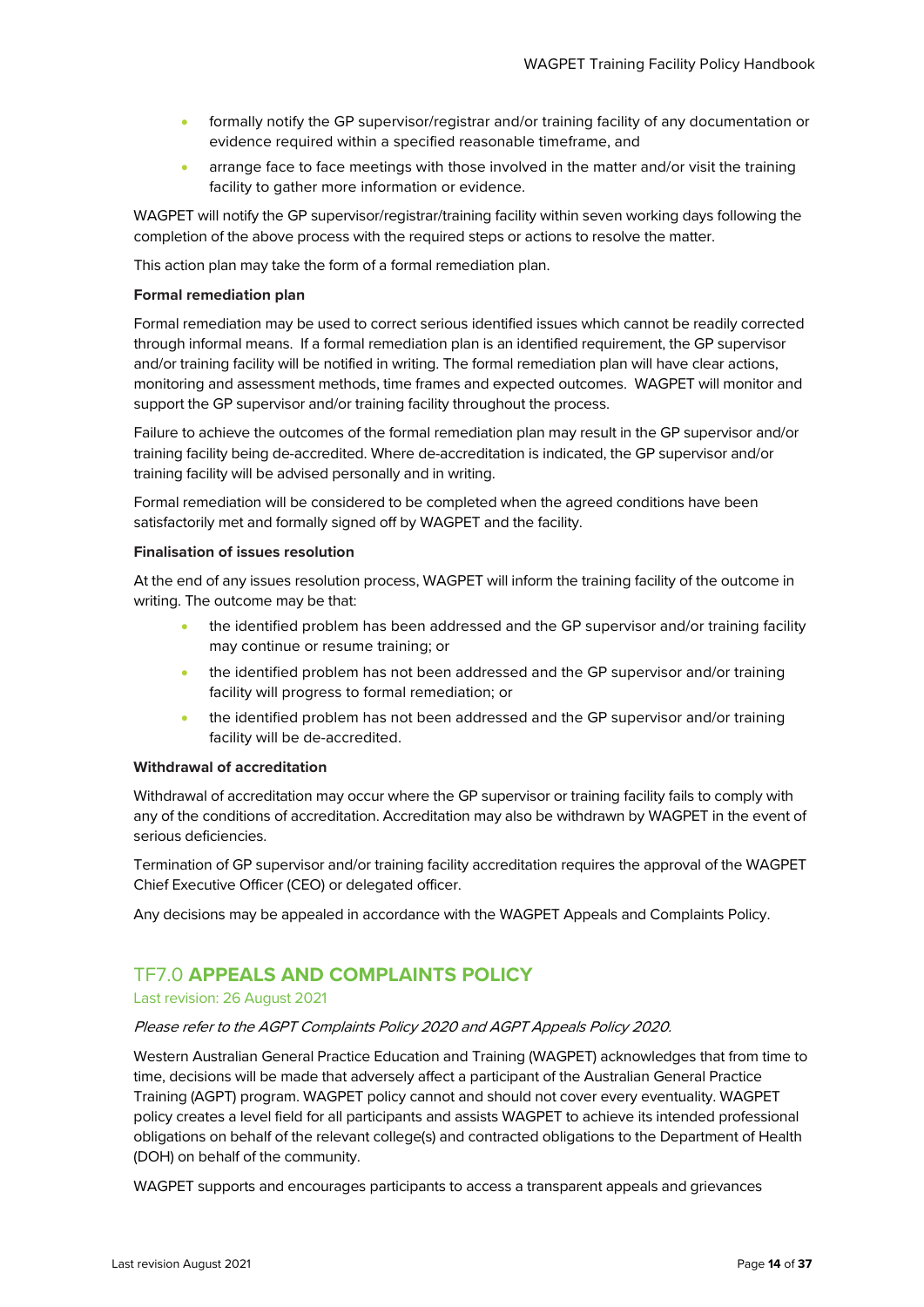- formally notify the GP supervisor/registrar and/or training facility of any documentation or evidence required within a specified reasonable timeframe, and
- arrange face to face meetings with those involved in the matter and/or visit the training facility to gather more information or evidence.

WAGPET will notify the GP supervisor/registrar/training facility within seven working days following the completion of the above process with the required steps or actions to resolve the matter.

This action plan may take the form of a formal remediation plan.

**Formal remediation plan**

Formal remediation may be used to correct serious identified issues which cannot be readily corrected through informal means. If a formal remediation plan is an identified requirement, the GP supervisor and/or training facility will be notified in writing. The formal remediation plan will have clear actions, monitoring and assessment methods, time frames and expected outcomes. WAGPET will monitor and support the GP supervisor and/or training facility throughout the process.

Failure to achieve the outcomes of the formal remediation plan may result in the GP supervisor and/or training facility being de-accredited. Where de-accreditation is indicated, the GP supervisor and/or training facility will be advised personally and in writing.

Formal remediation will be considered to be completed when the agreed conditions have been satisfactorily met and formally signed off by WAGPET and the facility.

**Finalisation of issues resolution**

At the end of any issues resolution process, WAGPET will inform the training facility of the outcome in writing. The outcome may be that:

- the identified problem has been addressed and the GP supervisor and/or training facility may continue or resume training; or
- the identified problem has not been addressed and the GP supervisor and/or training facility will progress to formal remediation; or
- the identified problem has not been addressed and the GP supervisor and/or training facility will be de-accredited.

**Withdrawal of accreditation**

Withdrawal of accreditation may occur where the GP supervisor or training facility fails to comply with any of the conditions of accreditation. Accreditation may also be withdrawn by WAGPET in the event of serious deficiencies.

Termination of GP supervisor and/or training facility accreditation requires the approval of the WAGPET Chief Executive Officer (CEO) or delegated officer.

Any decisions may be appealed in accordance with the WAGPET Appeals and Complaints Policy.

## TF7.0 **APPEALS AND COMPLAINTS POLICY**

Last revision: 26 August 2021

*Please refer to the AGPT Complaints Policy 2020 and AGPT Appeals Policy 2020.*

Western Australian General Practice Education and Training (WAGPET) acknowledges that from time to time, decisions will be made that adversely affect a participant of the Australian General Practice Training (AGPT) program. WAGPET policy cannot and should not cover every eventuality. WAGPET policy creates a level field for all participants and assists WAGPET to achieve its intended professional obligations on behalf of the relevant college(s) and contracted obligations to the Department of Health (DOH) on behalf of the community.

WAGPET supports and encourages participants to access a transparent appeals and grievances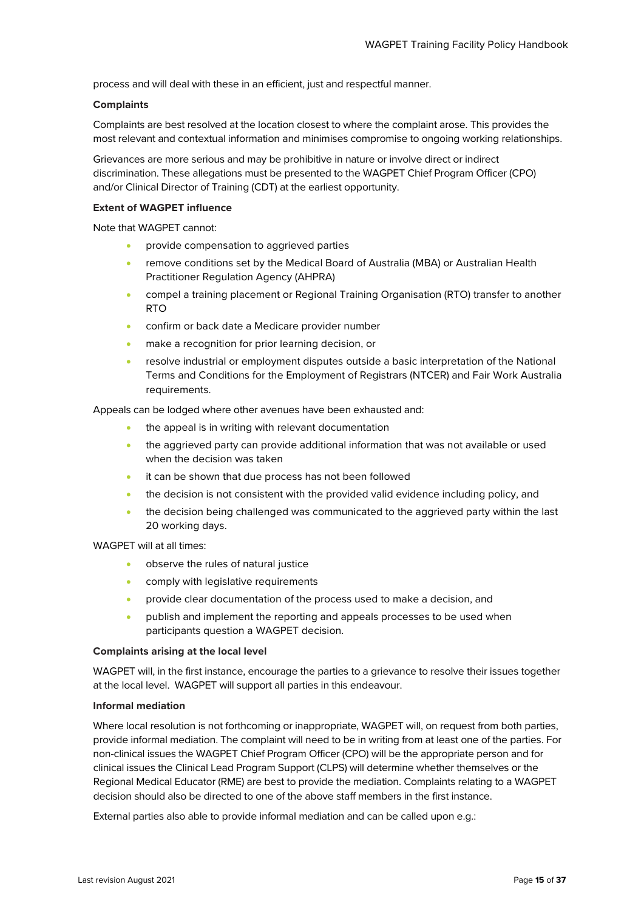process and will deal with these in an efficient, just and respectful manner.

**Complaints**

Complaints are best resolved at the location closest to where the complaint arose. This provides the most relevant and contextual information and minimises compromise to ongoing working relationships.

Grievances are more serious and may be prohibitive in nature or involve direct or indirect discrimination. These allegations must be presented to the WAGPET Chief Program Officer (CPO) and/or Clinical Director of Training (CDT) at the earliest opportunity.

**Extent of WAGPET influence**

Note that WAGPET cannot:

- provide compensation to aggrieved parties
- remove conditions set by the Medical Board of Australia (MBA) or Australian Health Practitioner Regulation Agency (AHPRA)
- compel a training placement or Regional Training Organisation (RTO) transfer to another RTO
- confirm or back date a Medicare provider number
- make a recognition for prior learning decision, or
- resolve industrial or employment disputes outside a basic interpretation of the National Terms and Conditions for the Employment of Registrars (NTCER) and Fair Work Australia requirements.

Appeals can be lodged where other avenues have been exhausted and:

- the appeal is in writing with relevant documentation
- the aggrieved party can provide additional information that was not available or used when the decision was taken
- it can be shown that due process has not been followed
- the decision is not consistent with the provided valid evidence including policy, and
- the decision being challenged was communicated to the aggrieved party within the last 20 working days.

WAGPET will at all times:

- observe the rules of natural justice
- comply with legislative requirements
- provide clear documentation of the process used to make a decision, and
- publish and implement the reporting and appeals processes to be used when participants question a WAGPET decision.

**Complaints arising at the local level**

WAGPET will, in the first instance, encourage the parties to a grievance to resolve their issues together at the local level. WAGPET will support all parties in this endeavour.

**Informal mediation**

Where local resolution is not forthcoming or inappropriate, WAGPET will, on request from both parties, provide informal mediation. The complaint will need to be in writing from at least one of the parties. For non-clinical issues the WAGPET Chief Program Officer (CPO) will be the appropriate person and for clinical issues the Clinical Lead Program Support (CLPS) will determine whether themselves or the Regional Medical Educator (RME) are best to provide the mediation. Complaints relating to a WAGPET decision should also be directed to one of the above staff members in the first instance.

External parties also able to provide informal mediation and can be called upon e.g.: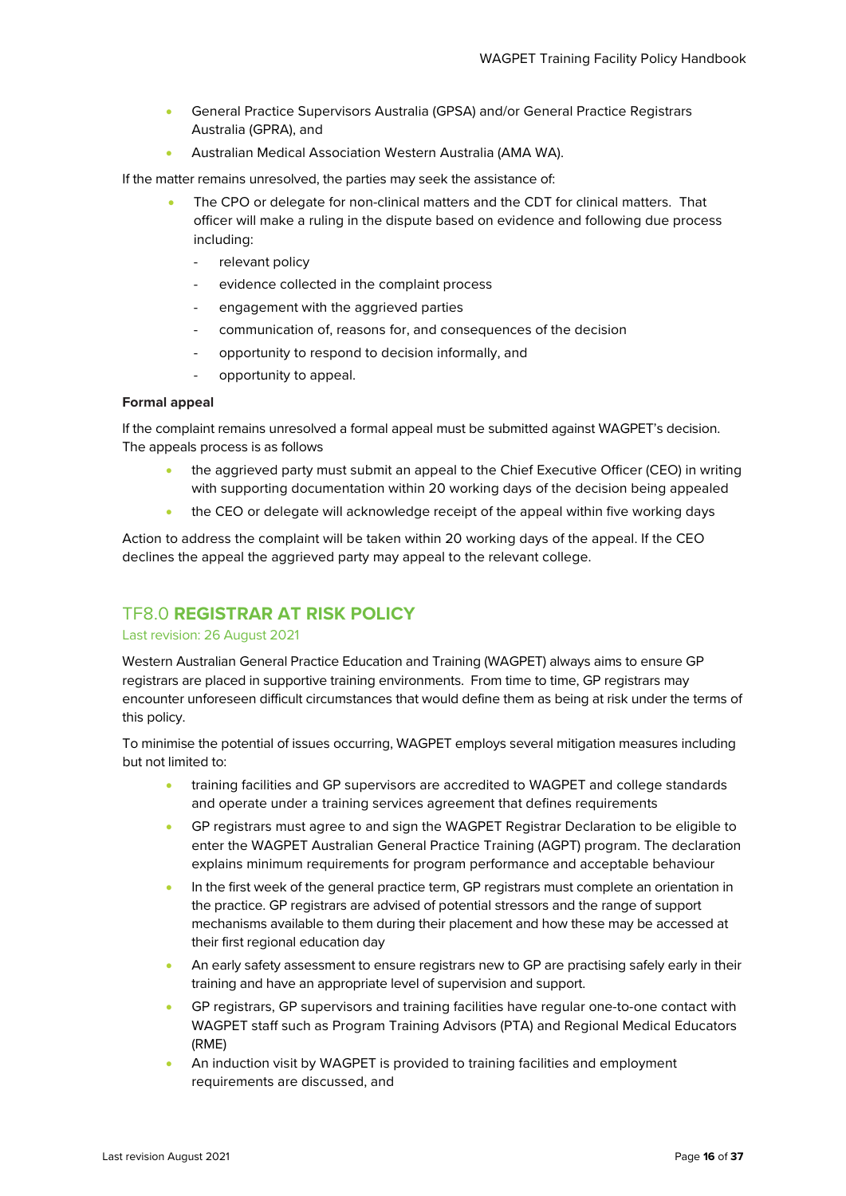- General Practice Supervisors Australia (GPSA) and/or General Practice Registrars Australia (GPRA), and
- Australian Medical Association Western Australia (AMA WA).

If the matter remains unresolved, the parties may seek the assistance of:

- The CPO or delegate for non-clinical matters and the CDT for clinical matters. That officer will make a ruling in the dispute based on evidence and following due process including:
  - relevant policy
  - evidence collected in the complaint process
  - engagement with the aggrieved parties
  - communication of, reasons for, and consequences of the decision
  - opportunity to respond to decision informally, and
  - opportunity to appeal.

**Formal appeal**

If the complaint remains unresolved a formal appeal must be submitted against WAGPET's decision. The appeals process is as follows

- the aggrieved party must submit an appeal to the Chief Executive Officer (CEO) in writing with supporting documentation within 20 working days of the decision being appealed
- the CEO or delegate will acknowledge receipt of the appeal within five working days

Action to address the complaint will be taken within 20 working days of the appeal. If the CEO declines the appeal the aggrieved party may appeal to the relevant college.

## TF8.0 **REGISTRAR AT RISK POLICY**

Last revision: 26 August 2021

Western Australian General Practice Education and Training (WAGPET) always aims to ensure GP registrars are placed in supportive training environments. From time to time, GP registrars may encounter unforeseen difficult circumstances that would define them as being at risk under the terms of this policy.

To minimise the potential of issues occurring, WAGPET employs several mitigation measures including but not limited to:

- training facilities and GP supervisors are accredited to WAGPET and college standards and operate under a training services agreement that defines requirements
- GP registrars must agree to and sign the WAGPET Registrar Declaration to be eligible to enter the WAGPET Australian General Practice Training (AGPT) program. The declaration explains minimum requirements for program performance and acceptable behaviour
- In the first week of the general practice term, GP registrars must complete an orientation in the practice. GP registrars are advised of potential stressors and the range of support mechanisms available to them during their placement and how these may be accessed at their first regional education day
- An early safety assessment to ensure registrars new to GP are practising safely early in their training and have an appropriate level of supervision and support.
- GP registrars, GP supervisors and training facilities have regular one-to-one contact with WAGPET staff such as Program Training Advisors (PTA) and Regional Medical Educators (RME)
- An induction visit by WAGPET is provided to training facilities and employment requirements are discussed, and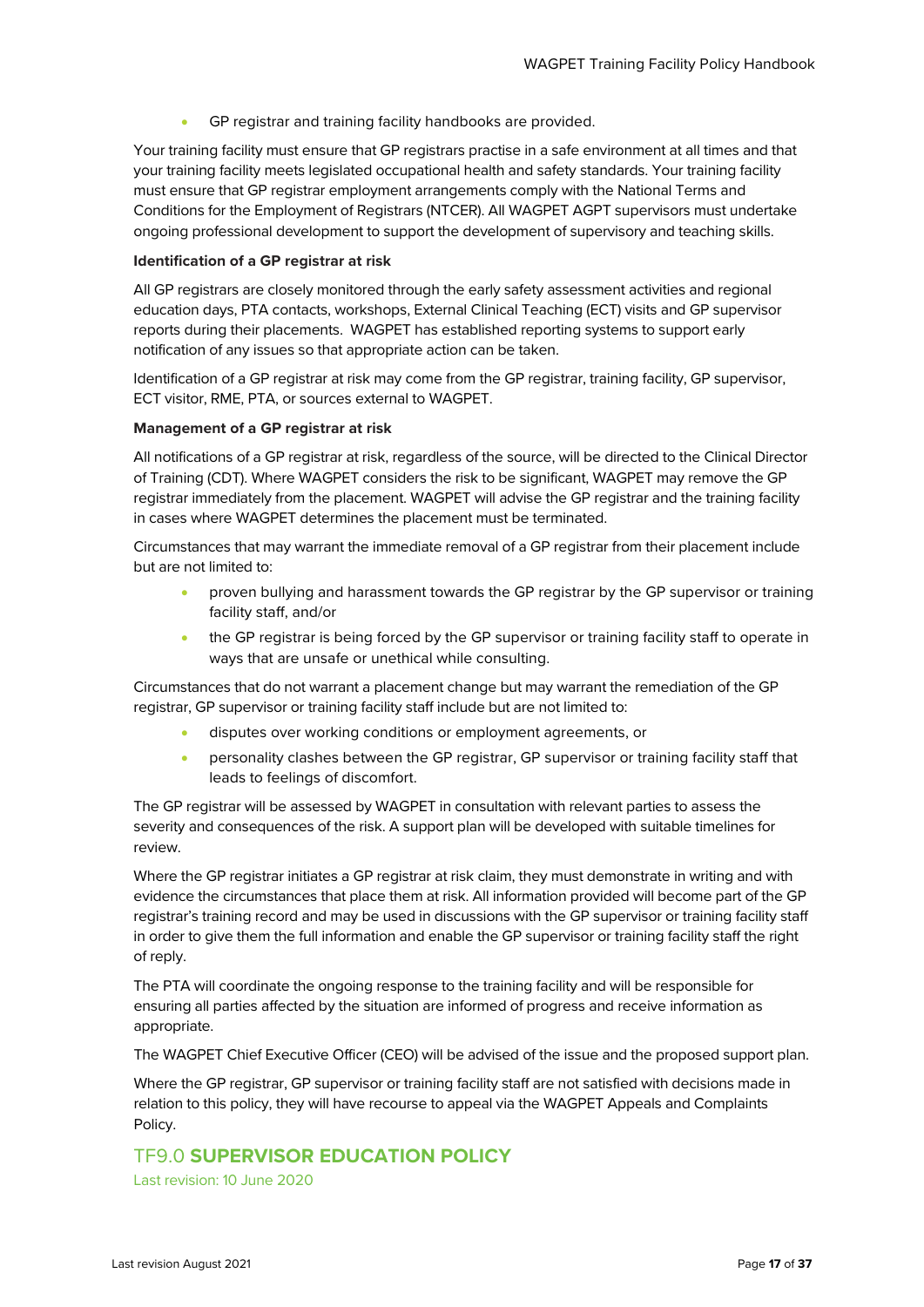- GP registrar and training facility handbooks are provided.

Your training facility must ensure that GP registrars practise in a safe environment at all times and that your training facility meets legislated occupational health and safety standards. Your training facility must ensure that GP registrar employment arrangements comply with the National Terms and Conditions for the Employment of Registrars (NTCER). All WAGPET AGPT supervisors must undertake ongoing professional development to support the development of supervisory and teaching skills.

**Identification of a GP registrar at risk**

All GP registrars are closely monitored through the early safety assessment activities and regional education days, PTA contacts, workshops, External Clinical Teaching (ECT) visits and GP supervisor reports during their placements. WAGPET has established reporting systems to support early notification of any issues so that appropriate action can be taken.

Identification of a GP registrar at risk may come from the GP registrar, training facility, GP supervisor, ECT visitor, RME, PTA, or sources external to WAGPET.

**Management of a GP registrar at risk**

All notifications of a GP registrar at risk, regardless of the source, will be directed to the Clinical Director of Training (CDT). Where WAGPET considers the risk to be significant, WAGPET may remove the GP registrar immediately from the placement. WAGPET will advise the GP registrar and the training facility in cases where WAGPET determines the placement must be terminated.

Circumstances that may warrant the immediate removal of a GP registrar from their placement include but are not limited to:

- proven bullying and harassment towards the GP registrar by the GP supervisor or training facility staff, and/or
- the GP registrar is being forced by the GP supervisor or training facility staff to operate in ways that are unsafe or unethical while consulting.

Circumstances that do not warrant a placement change but may warrant the remediation of the GP registrar, GP supervisor or training facility staff include but are not limited to:

- disputes over working conditions or employment agreements, or
- personality clashes between the GP registrar, GP supervisor or training facility staff that leads to feelings of discomfort.

The GP registrar will be assessed by WAGPET in consultation with relevant parties to assess the severity and consequences of the risk. A support plan will be developed with suitable timelines for review.

Where the GP registrar initiates a GP registrar at risk claim, they must demonstrate in writing and with evidence the circumstances that place them at risk. All information provided will become part of the GP registrar's training record and may be used in discussions with the GP supervisor or training facility staff in order to give them the full information and enable the GP supervisor or training facility staff the right of reply.

The PTA will coordinate the ongoing response to the training facility and will be responsible for ensuring all parties affected by the situation are informed of progress and receive information as appropriate.

The WAGPET Chief Executive Officer (CEO) will be advised of the issue and the proposed support plan.

Where the GP registrar, GP supervisor or training facility staff are not satisfied with decisions made in relation to this policy, they will have recourse to appeal via the WAGPET Appeals and Complaints Policy.

## TF9.0 **SUPERVISOR EDUCATION POLICY**

Last revision: 10 June 2020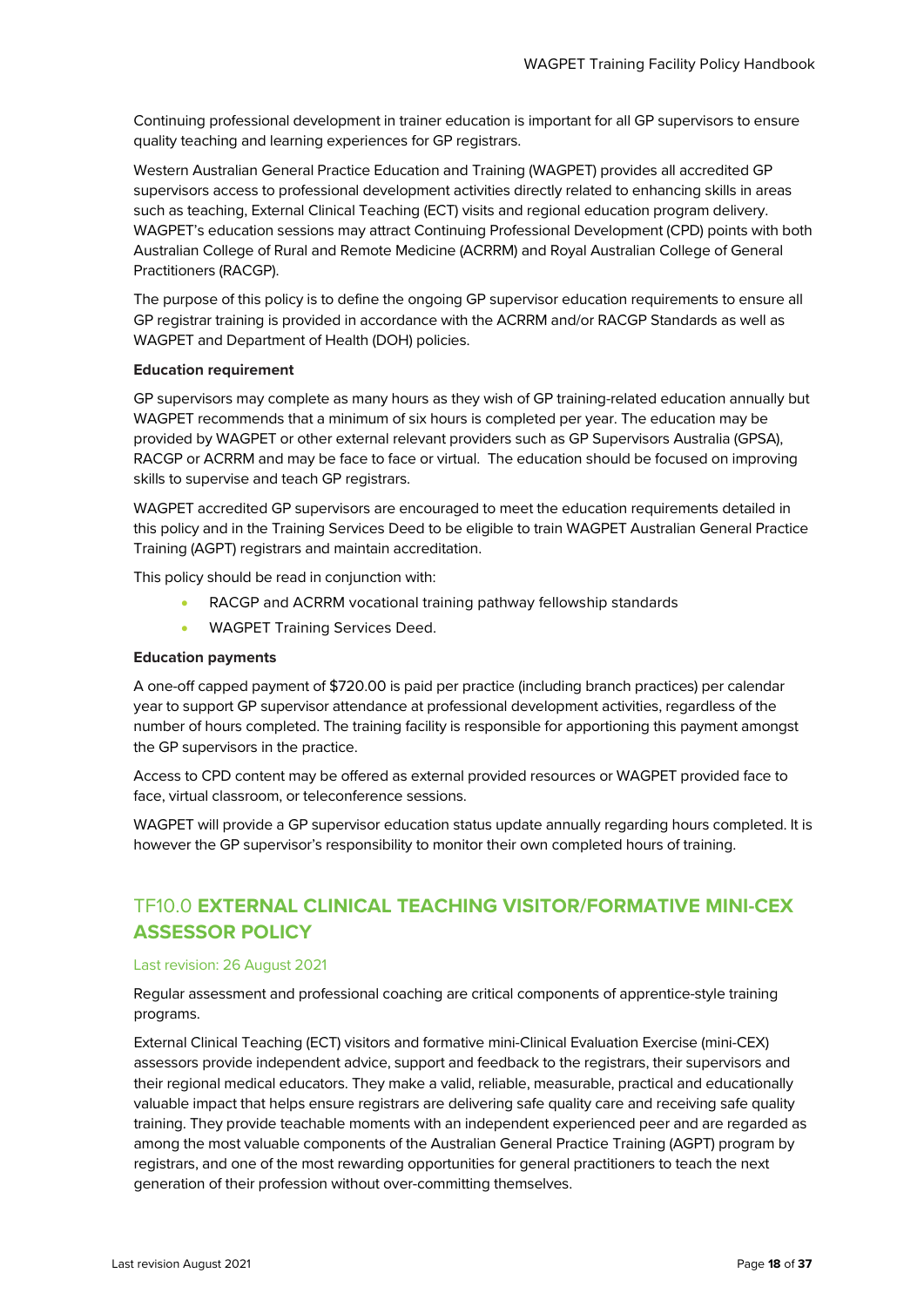Continuing professional development in trainer education is important for all GP supervisors to ensure quality teaching and learning experiences for GP registrars.

Western Australian General Practice Education and Training (WAGPET) provides all accredited GP supervisors access to professional development activities directly related to enhancing skills in areas such as teaching, External Clinical Teaching (ECT) visits and regional education program delivery. WAGPET's education sessions may attract Continuing Professional Development (CPD) points with both Australian College of Rural and Remote Medicine (ACRRM) and Royal Australian College of General Practitioners (RACGP).

The purpose of this policy is to define the ongoing GP supervisor education requirements to ensure all GP registrar training is provided in accordance with the ACRRM and/or RACGP Standards as well as WAGPET and Department of Health (DOH) policies.

**Education requirement**

GP supervisors may complete as many hours as they wish of GP training-related education annually but WAGPET recommends that a minimum of six hours is completed per year. The education may be provided by WAGPET or other external relevant providers such as GP Supervisors Australia (GPSA), RACGP or ACRRM and may be face to face or virtual. The education should be focused on improving skills to supervise and teach GP registrars.

WAGPET accredited GP supervisors are encouraged to meet the education requirements detailed in this policy and in the Training Services Deed to be eligible to train WAGPET Australian General Practice Training (AGPT) registrars and maintain accreditation.

This policy should be read in conjunction with:

- RACGP and ACRRM vocational training pathway fellowship standards
- WAGPET Training Services Deed.

**Education payments**

A one-off capped payment of $720.00 is paid per practice (including branch practices) per calendar year to support GP supervisor attendance at professional development activities, regardless of the number of hours completed. The training facility is responsible for apportioning this payment amongst the GP supervisors in the practice.

Access to CPD content may be offered as external provided resources or WAGPET provided face to face, virtual classroom, or teleconference sessions.

WAGPET will provide a GP supervisor education status update annually regarding hours completed. It is however the GP supervisor's responsibility to monitor their own completed hours of training.

## TF10.0 **EXTERNAL CLINICAL TEACHING VISITOR/FORMATIVE MINI-CEX ASSESSOR POLICY**

Last revision: 26 August 2021

Regular assessment and professional coaching are critical components of apprentice-style training programs.

External Clinical Teaching (ECT) visitors and formative mini-Clinical Evaluation Exercise (mini-CEX) assessors provide independent advice, support and feedback to the registrars, their supervisors and their regional medical educators. They make a valid, reliable, measurable, practical and educationally valuable impact that helps ensure registrars are delivering safe quality care and receiving safe quality training. They provide teachable moments with an independent experienced peer and are regarded as among the most valuable components of the Australian General Practice Training (AGPT) program by registrars, and one of the most rewarding opportunities for general practitioners to teach the next generation of their profession without over-committing themselves.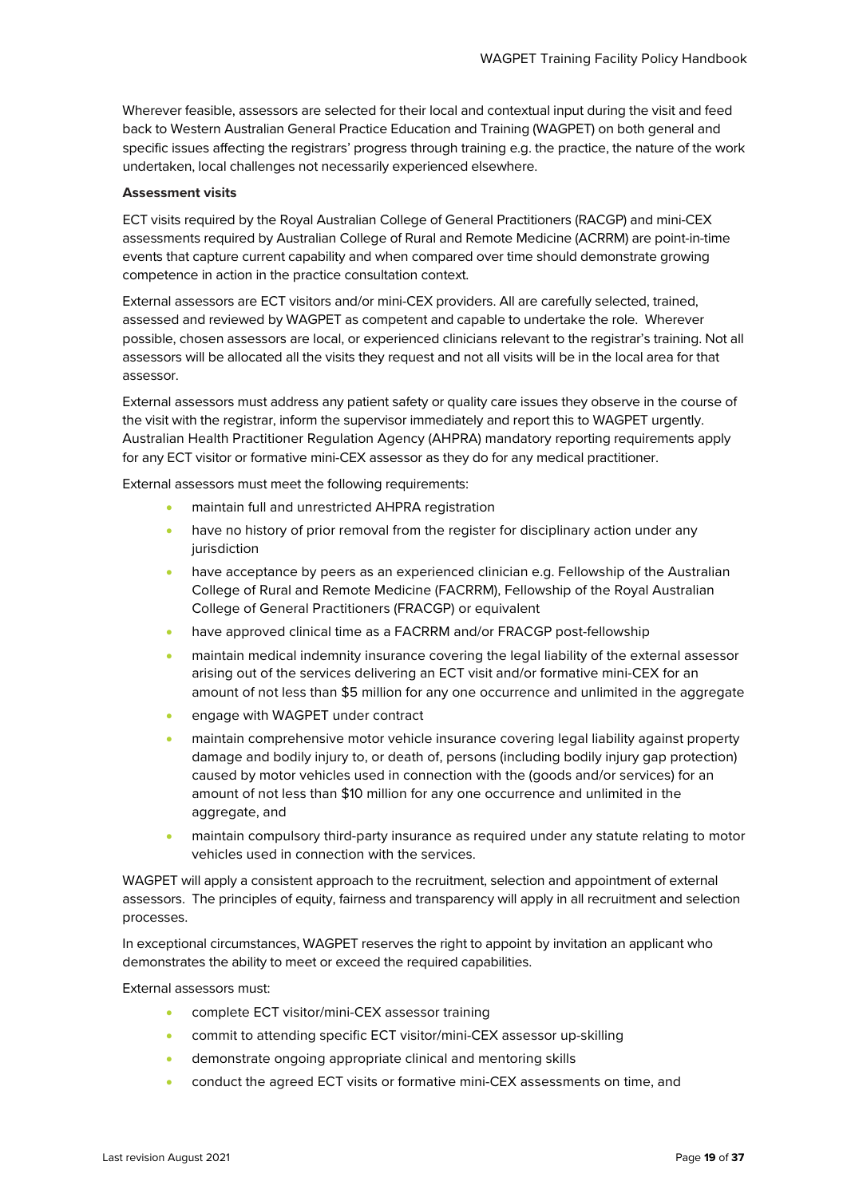Wherever feasible, assessors are selected for their local and contextual input during the visit and feed back to Western Australian General Practice Education and Training (WAGPET) on both general and specific issues affecting the registrars' progress through training e.g. the practice, the nature of the work undertaken, local challenges not necessarily experienced elsewhere.

**Assessment visits**

ECT visits required by the Royal Australian College of General Practitioners (RACGP) and mini-CEX assessments required by Australian College of Rural and Remote Medicine (ACRRM) are point-in-time events that capture current capability and when compared over time should demonstrate growing competence in action in the practice consultation context.

External assessors are ECT visitors and/or mini-CEX providers. All are carefully selected, trained, assessed and reviewed by WAGPET as competent and capable to undertake the role. Wherever possible, chosen assessors are local, or experienced clinicians relevant to the registrar's training. Not all assessors will be allocated all the visits they request and not all visits will be in the local area for that assessor.

External assessors must address any patient safety or quality care issues they observe in the course of the visit with the registrar, inform the supervisor immediately and report this to WAGPET urgently. Australian Health Practitioner Regulation Agency (AHPRA) mandatory reporting requirements apply for any ECT visitor or formative mini-CEX assessor as they do for any medical practitioner.

External assessors must meet the following requirements:

- maintain full and unrestricted AHPRA registration
- have no history of prior removal from the register for disciplinary action under any jurisdiction
- have acceptance by peers as an experienced clinician e.g. Fellowship of the Australian College of Rural and Remote Medicine (FACRRM), Fellowship of the Royal Australian College of General Practitioners (FRACGP) or equivalent
- have approved clinical time as a FACRRM and/or FRACGP post-fellowship
- maintain medical indemnity insurance covering the legal liability of the external assessor arising out of the services delivering an ECT visit and/or formative mini-CEX for an amount of not less than $5 million for any one occurrence and unlimited in the aggregate
- engage with WAGPET under contract
- maintain comprehensive motor vehicle insurance covering legal liability against property damage and bodily injury to, or death of, persons (including bodily injury gap protection) caused by motor vehicles used in connection with the (goods and/or services) for an amount of not less than $10 million for any one occurrence and unlimited in the aggregate, and
- maintain compulsory third-party insurance as required under any statute relating to motor vehicles used in connection with the services.

WAGPET will apply a consistent approach to the recruitment, selection and appointment of external assessors. The principles of equity, fairness and transparency will apply in all recruitment and selection processes.

In exceptional circumstances, WAGPET reserves the right to appoint by invitation an applicant who demonstrates the ability to meet or exceed the required capabilities.

External assessors must:

- complete ECT visitor/mini-CEX assessor training
- commit to attending specific ECT visitor/mini-CEX assessor up-skilling
- demonstrate ongoing appropriate clinical and mentoring skills
- conduct the agreed ECT visits or formative mini-CEX assessments on time, and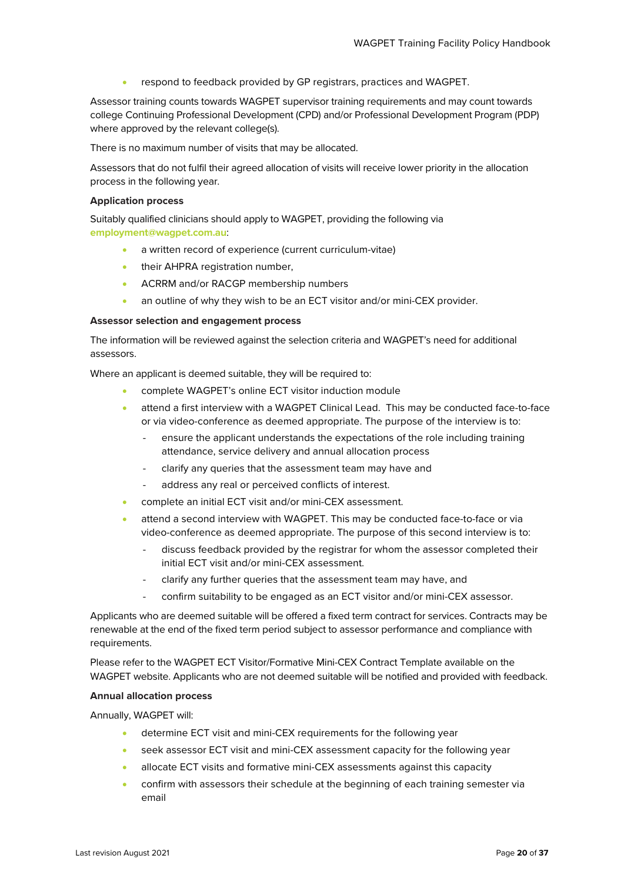- respond to feedback provided by GP registrars, practices and WAGPET.

Assessor training counts towards WAGPET supervisor training requirements and may count towards college Continuing Professional Development (CPD) and/or Professional Development Program (PDP) where approved by the relevant college(s).

There is no maximum number of visits that may be allocated.

Assessors that do not fulfil their agreed allocation of visits will receive lower priority in the allocation process in the following year.

**Application process**

Suitably qualified clinicians should apply to WAGPET, providing the following via **employment@wagpet.com.au**:

- a written record of experience (current curriculum-vitae)
- their AHPRA registration number,
- ACRRM and/or RACGP membership numbers
- an outline of why they wish to be an ECT visitor and/or mini-CEX provider.

**Assessor selection and engagement process**

The information will be reviewed against the selection criteria and WAGPET's need for additional assessors.

Where an applicant is deemed suitable, they will be required to:

- complete WAGPET's online ECT visitor induction module
- attend a first interview with a WAGPET Clinical Lead. This may be conducted face-to-face or via video-conference as deemed appropriate. The purpose of the interview is to:
  - ensure the applicant understands the expectations of the role including training attendance, service delivery and annual allocation process
  - clarify any queries that the assessment team may have and
  - address any real or perceived conflicts of interest.
- complete an initial ECT visit and/or mini-CEX assessment.
- attend a second interview with WAGPET. This may be conducted face-to-face or via video-conference as deemed appropriate. The purpose of this second interview is to:
  - discuss feedback provided by the registrar for whom the assessor completed their initial ECT visit and/or mini-CEX assessment.
  - clarify any further queries that the assessment team may have, and
  - confirm suitability to be engaged as an ECT visitor and/or mini-CEX assessor.

Applicants who are deemed suitable will be offered a fixed term contract for services. Contracts may be renewable at the end of the fixed term period subject to assessor performance and compliance with requirements.

Please refer to the WAGPET ECT Visitor/Formative Mini-CEX Contract Template available on the WAGPET website. Applicants who are not deemed suitable will be notified and provided with feedback.

**Annual allocation process**

Annually, WAGPET will:

- determine ECT visit and mini-CEX requirements for the following year
- seek assessor ECT visit and mini-CEX assessment capacity for the following year
- allocate ECT visits and formative mini-CEX assessments against this capacity
- confirm with assessors their schedule at the beginning of each training semester via email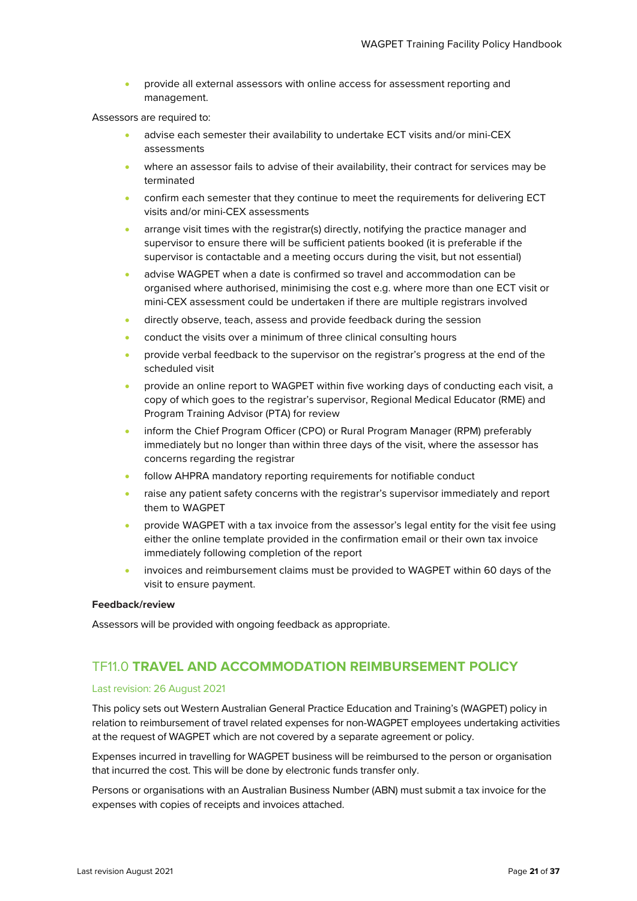- provide all external assessors with online access for assessment reporting and management.

Assessors are required to:

- advise each semester their availability to undertake ECT visits and/or mini-CEX assessments
- where an assessor fails to advise of their availability, their contract for services may be terminated
- confirm each semester that they continue to meet the requirements for delivering ECT visits and/or mini-CEX assessments
- arrange visit times with the registrar(s) directly, notifying the practice manager and supervisor to ensure there will be sufficient patients booked (it is preferable if the supervisor is contactable and a meeting occurs during the visit, but not essential)
- advise WAGPET when a date is confirmed so travel and accommodation can be organised where authorised, minimising the cost e.g. where more than one ECT visit or mini-CEX assessment could be undertaken if there are multiple registrars involved
- directly observe, teach, assess and provide feedback during the session
- conduct the visits over a minimum of three clinical consulting hours
- provide verbal feedback to the supervisor on the registrar's progress at the end of the scheduled visit
- provide an online report to WAGPET within five working days of conducting each visit, a copy of which goes to the registrar's supervisor, Regional Medical Educator (RME) and Program Training Advisor (PTA) for review
- inform the Chief Program Officer (CPO) or Rural Program Manager (RPM) preferably immediately but no longer than within three days of the visit, where the assessor has concerns regarding the registrar
- follow AHPRA mandatory reporting requirements for notifiable conduct
- raise any patient safety concerns with the registrar's supervisor immediately and report them to WAGPET
- provide WAGPET with a tax invoice from the assessor's legal entity for the visit fee using either the online template provided in the confirmation email or their own tax invoice immediately following completion of the report
- invoices and reimbursement claims must be provided to WAGPET within 60 days of the visit to ensure payment.

**Feedback/review**

Assessors will be provided with ongoing feedback as appropriate.

## TF11.0 **TRAVEL AND ACCOMMODATION REIMBURSEMENT POLICY**

Last revision: 26 August 2021

This policy sets out Western Australian General Practice Education and Training's (WAGPET) policy in relation to reimbursement of travel related expenses for non-WAGPET employees undertaking activities at the request of WAGPET which are not covered by a separate agreement or policy.

Expenses incurred in travelling for WAGPET business will be reimbursed to the person or organisation that incurred the cost. This will be done by electronic funds transfer only.

Persons or organisations with an Australian Business Number (ABN) must submit a tax invoice for the expenses with copies of receipts and invoices attached.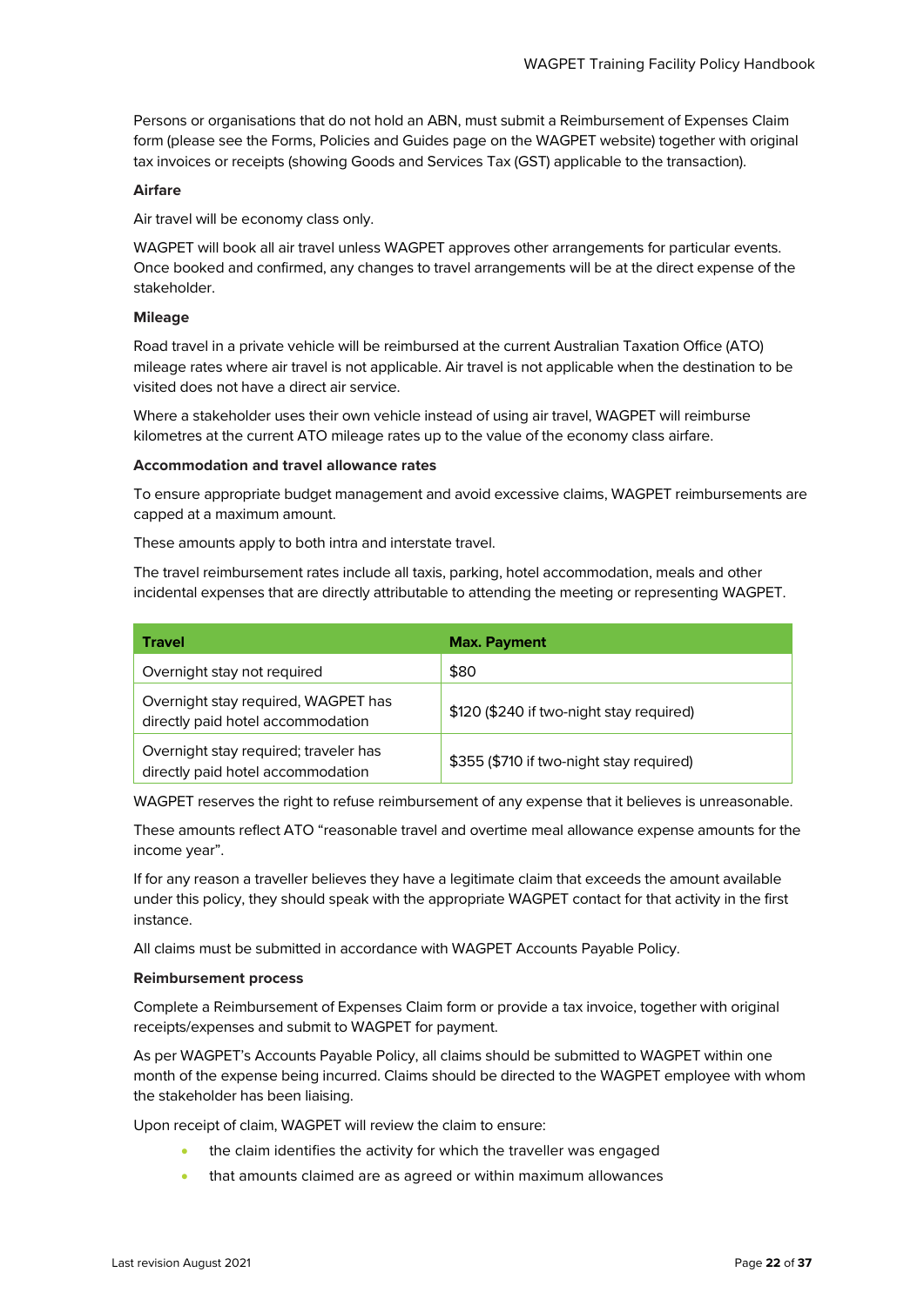Persons or organisations that do not hold an ABN, must submit a Reimbursement of Expenses Claim form (please see the Forms, Policies and Guides page on the WAGPET website) together with original tax invoices or receipts (showing Goods and Services Tax (GST) applicable to the transaction).

**Airfare**

Air travel will be economy class only.

WAGPET will book all air travel unless WAGPET approves other arrangements for particular events. Once booked and confirmed, any changes to travel arrangements will be at the direct expense of the stakeholder.

**Mileage**

Road travel in a private vehicle will be reimbursed at the current Australian Taxation Office (ATO) mileage rates where air travel is not applicable. Air travel is not applicable when the destination to be visited does not have a direct air service.

Where a stakeholder uses their own vehicle instead of using air travel, WAGPET will reimburse kilometres at the current ATO mileage rates up to the value of the economy class airfare.

**Accommodation and travel allowance rates**

To ensure appropriate budget management and avoid excessive claims, WAGPET reimbursements are capped at a maximum amount.

These amounts apply to both intra and interstate travel.

The travel reimbursement rates include all taxis, parking, hotel accommodation, meals and other incidental expenses that are directly attributable to attending the meeting or representing WAGPET.

| Travel | Max. Payment |
|---|---|
| Overnight stay not required | $80 |
| Overnight stay required, WAGPET has directly paid hotel accommodation | $120 ($240 if two-night stay required) |
| Overnight stay required; traveler has directly paid hotel accommodation | $355 ($710 if two-night stay required) |

WAGPET reserves the right to refuse reimbursement of any expense that it believes is unreasonable.

These amounts reflect ATO "reasonable travel and overtime meal allowance expense amounts for the income year".

If for any reason a traveller believes they have a legitimate claim that exceeds the amount available under this policy, they should speak with the appropriate WAGPET contact for that activity in the first instance.

All claims must be submitted in accordance with WAGPET Accounts Payable Policy.

**Reimbursement process**

Complete a Reimbursement of Expenses Claim form or provide a tax invoice, together with original receipts/expenses and submit to WAGPET for payment.

As per WAGPET's Accounts Payable Policy, all claims should be submitted to WAGPET within one month of the expense being incurred. Claims should be directed to the WAGPET employee with whom the stakeholder has been liaising.

Upon receipt of claim, WAGPET will review the claim to ensure:

- the claim identifies the activity for which the traveller was engaged
- that amounts claimed are as agreed or within maximum allowances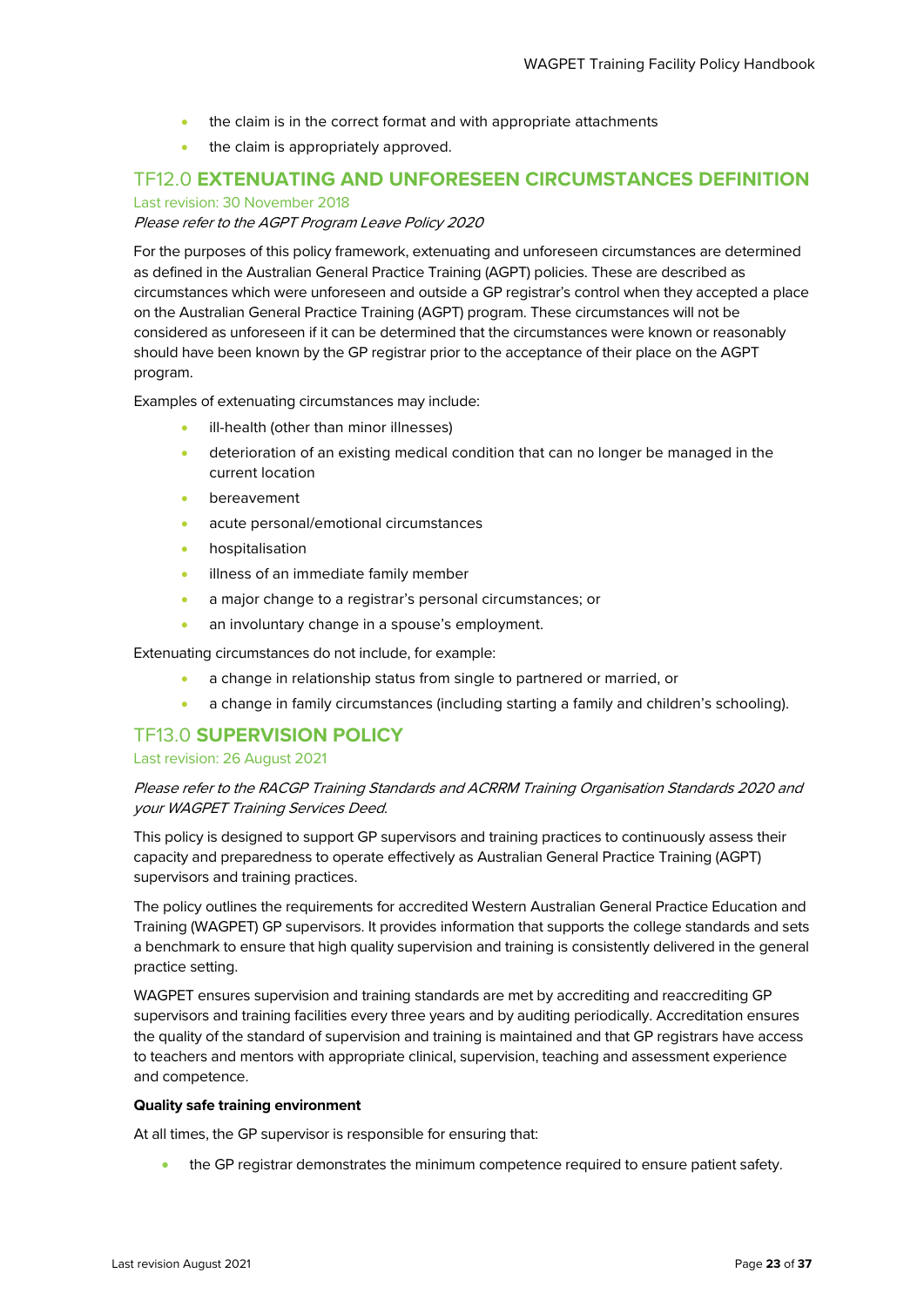- the claim is in the correct format and with appropriate attachments
- the claim is appropriately approved.

## TF12.0 EXTENUATING AND UNFORESEEN CIRCUMSTANCES DEFINITION

Last revision: 30 November 2018

*Please refer to the AGPT Program Leave Policy 2020*

For the purposes of this policy framework, extenuating and unforeseen circumstances are determined as defined in the Australian General Practice Training (AGPT) policies. These are described as circumstances which were unforeseen and outside a GP registrar's control when they accepted a place on the Australian General Practice Training (AGPT) program. These circumstances will not be considered as unforeseen if it can be determined that the circumstances were known or reasonably should have been known by the GP registrar prior to the acceptance of their place on the AGPT program.

Examples of extenuating circumstances may include:

- ill-health (other than minor illnesses)
- deterioration of an existing medical condition that can no longer be managed in the current location
- bereavement
- acute personal/emotional circumstances
- hospitalisation
- illness of an immediate family member
- a major change to a registrar's personal circumstances; or
- an involuntary change in a spouse's employment.

Extenuating circumstances do not include, for example:

- a change in relationship status from single to partnered or married, or
- a change in family circumstances (including starting a family and children's schooling).

## TF13.0 SUPERVISION POLICY

Last revision: 26 August 2021

*Please refer to the RACGP Training Standards and ACRRM Training Organisation Standards 2020 and your WAGPET Training Services Deed.*

This policy is designed to support GP supervisors and training practices to continuously assess their capacity and preparedness to operate effectively as Australian General Practice Training (AGPT) supervisors and training practices.

The policy outlines the requirements for accredited Western Australian General Practice Education and Training (WAGPET) GP supervisors. It provides information that supports the college standards and sets a benchmark to ensure that high quality supervision and training is consistently delivered in the general practice setting.

WAGPET ensures supervision and training standards are met by accrediting and reaccrediting GP supervisors and training facilities every three years and by auditing periodically. Accreditation ensures the quality of the standard of supervision and training is maintained and that GP registrars have access to teachers and mentors with appropriate clinical, supervision, teaching and assessment experience and competence.

**Quality safe training environment**

At all times, the GP supervisor is responsible for ensuring that:

- the GP registrar demonstrates the minimum competence required to ensure patient safety.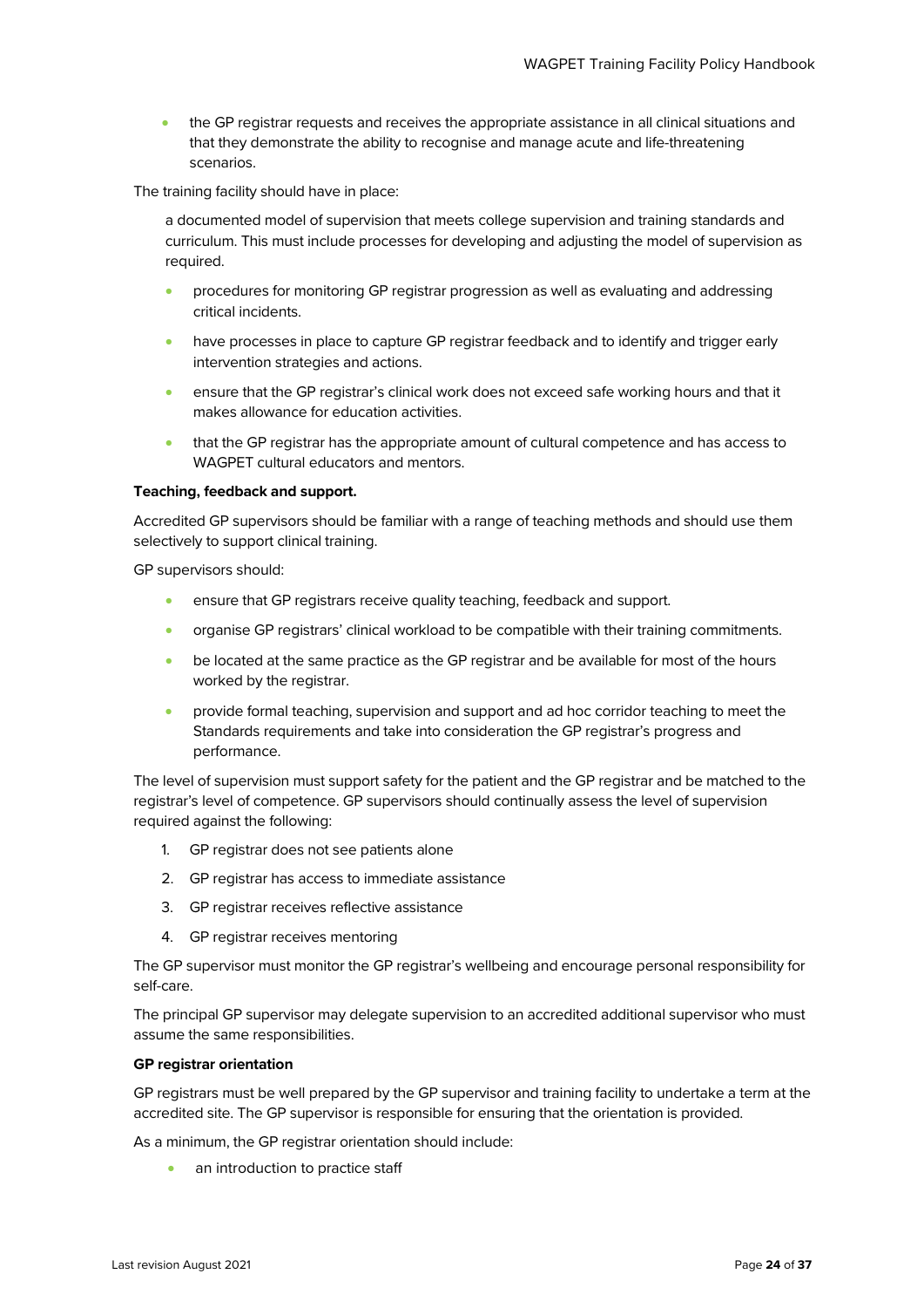- the GP registrar requests and receives the appropriate assistance in all clinical situations and that they demonstrate the ability to recognise and manage acute and life-threatening scenarios.

The training facility should have in place:

a documented model of supervision that meets college supervision and training standards and curriculum. This must include processes for developing and adjusting the model of supervision as required.

- procedures for monitoring GP registrar progression as well as evaluating and addressing critical incidents.
- have processes in place to capture GP registrar feedback and to identify and trigger early intervention strategies and actions.
- ensure that the GP registrar's clinical work does not exceed safe working hours and that it makes allowance for education activities.
- that the GP registrar has the appropriate amount of cultural competence and has access to WAGPET cultural educators and mentors.

**Teaching, feedback and support.**

Accredited GP supervisors should be familiar with a range of teaching methods and should use them selectively to support clinical training.

GP supervisors should:

- ensure that GP registrars receive quality teaching, feedback and support.
- organise GP registrars' clinical workload to be compatible with their training commitments.
- be located at the same practice as the GP registrar and be available for most of the hours worked by the registrar.
- provide formal teaching, supervision and support and ad hoc corridor teaching to meet the Standards requirements and take into consideration the GP registrar's progress and performance.

The level of supervision must support safety for the patient and the GP registrar and be matched to the registrar's level of competence. GP supervisors should continually assess the level of supervision required against the following:

1. GP registrar does not see patients alone
2. GP registrar has access to immediate assistance
3. GP registrar receives reflective assistance
4. GP registrar receives mentoring

The GP supervisor must monitor the GP registrar's wellbeing and encourage personal responsibility for self-care.

The principal GP supervisor may delegate supervision to an accredited additional supervisor who must assume the same responsibilities.

**GP registrar orientation**

GP registrars must be well prepared by the GP supervisor and training facility to undertake a term at the accredited site. The GP supervisor is responsible for ensuring that the orientation is provided.

As a minimum, the GP registrar orientation should include:

- an introduction to practice staff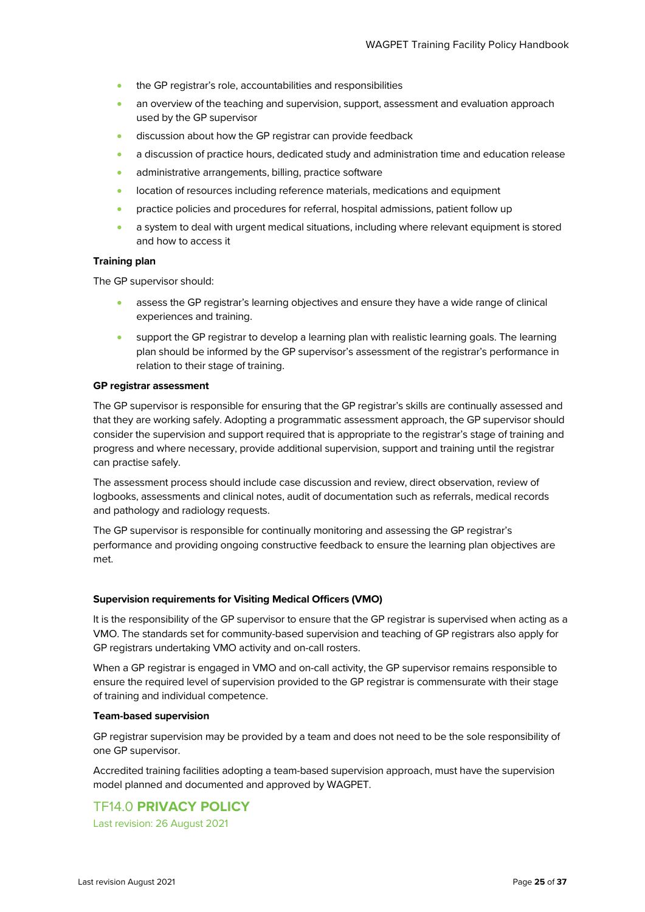- the GP registrar's role, accountabilities and responsibilities
- an overview of the teaching and supervision, support, assessment and evaluation approach used by the GP supervisor
- discussion about how the GP registrar can provide feedback
- a discussion of practice hours, dedicated study and administration time and education release
- administrative arrangements, billing, practice software
- location of resources including reference materials, medications and equipment
- practice policies and procedures for referral, hospital admissions, patient follow up
- a system to deal with urgent medical situations, including where relevant equipment is stored and how to access it

**Training plan**

The GP supervisor should:

- assess the GP registrar's learning objectives and ensure they have a wide range of clinical experiences and training.
- support the GP registrar to develop a learning plan with realistic learning goals. The learning plan should be informed by the GP supervisor's assessment of the registrar's performance in relation to their stage of training.

**GP registrar assessment**

The GP supervisor is responsible for ensuring that the GP registrar's skills are continually assessed and that they are working safely. Adopting a programmatic assessment approach, the GP supervisor should consider the supervision and support required that is appropriate to the registrar's stage of training and progress and where necessary, provide additional supervision, support and training until the registrar can practise safely.

The assessment process should include case discussion and review, direct observation, review of logbooks, assessments and clinical notes, audit of documentation such as referrals, medical records and pathology and radiology requests.

The GP supervisor is responsible for continually monitoring and assessing the GP registrar's performance and providing ongoing constructive feedback to ensure the learning plan objectives are met.

**Supervision requirements for Visiting Medical Officers (VMO)**

It is the responsibility of the GP supervisor to ensure that the GP registrar is supervised when acting as a VMO. The standards set for community-based supervision and teaching of GP registrars also apply for GP registrars undertaking VMO activity and on-call rosters.

When a GP registrar is engaged in VMO and on-call activity, the GP supervisor remains responsible to ensure the required level of supervision provided to the GP registrar is commensurate with their stage of training and individual competence.

**Team-based supervision**

GP registrar supervision may be provided by a team and does not need to be the sole responsibility of one GP supervisor.

Accredited training facilities adopting a team-based supervision approach, must have the supervision model planned and documented and approved by WAGPET.

## TF14.0 **PRIVACY POLICY**

Last revision: 26 August 2021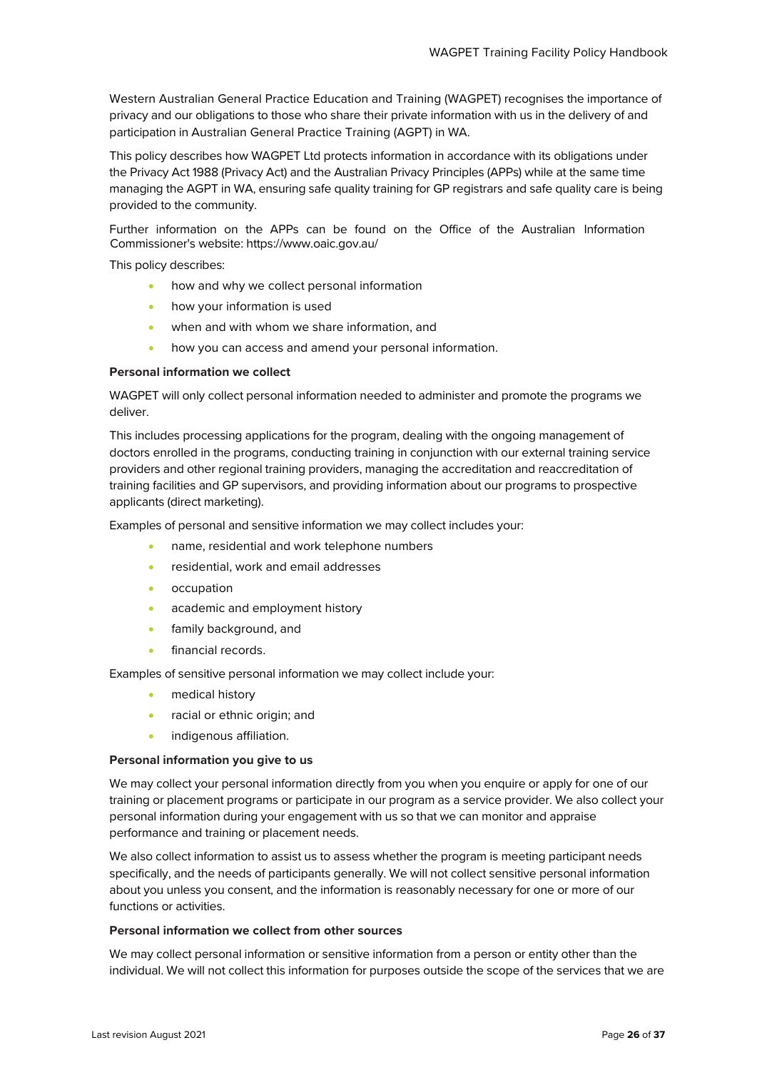Western Australian General Practice Education and Training (WAGPET) recognises the importance of privacy and our obligations to those who share their private information with us in the delivery of and participation in Australian General Practice Training (AGPT) in WA.

This policy describes how WAGPET Ltd protects information in accordance with its obligations under the Privacy Act 1988 (Privacy Act) and the Australian Privacy Principles (APPs) while at the same time managing the AGPT in WA, ensuring safe quality training for GP registrars and safe quality care is being provided to the community.

Further information on the APPs can be found on the Office of the Australian Information Commissioner's website: https://www.oaic.gov.au/

This policy describes:

- how and why we collect personal information
- how your information is used
- when and with whom we share information, and
- how you can access and amend your personal information.

**Personal information we collect**

WAGPET will only collect personal information needed to administer and promote the programs we deliver.

This includes processing applications for the program, dealing with the ongoing management of doctors enrolled in the programs, conducting training in conjunction with our external training service providers and other regional training providers, managing the accreditation and reaccreditation of training facilities and GP supervisors, and providing information about our programs to prospective applicants (direct marketing).

Examples of personal and sensitive information we may collect includes your:

- name, residential and work telephone numbers
- residential, work and email addresses
- occupation
- academic and employment history
- family background, and
- financial records.

Examples of sensitive personal information we may collect include your:

- medical history
- racial or ethnic origin; and
- indigenous affiliation.

**Personal information you give to us**

We may collect your personal information directly from you when you enquire or apply for one of our training or placement programs or participate in our program as a service provider. We also collect your personal information during your engagement with us so that we can monitor and appraise performance and training or placement needs.

We also collect information to assist us to assess whether the program is meeting participant needs specifically, and the needs of participants generally. We will not collect sensitive personal information about you unless you consent, and the information is reasonably necessary for one or more of our functions or activities.

**Personal information we collect from other sources**

We may collect personal information or sensitive information from a person or entity other than the individual. We will not collect this information for purposes outside the scope of the services that we are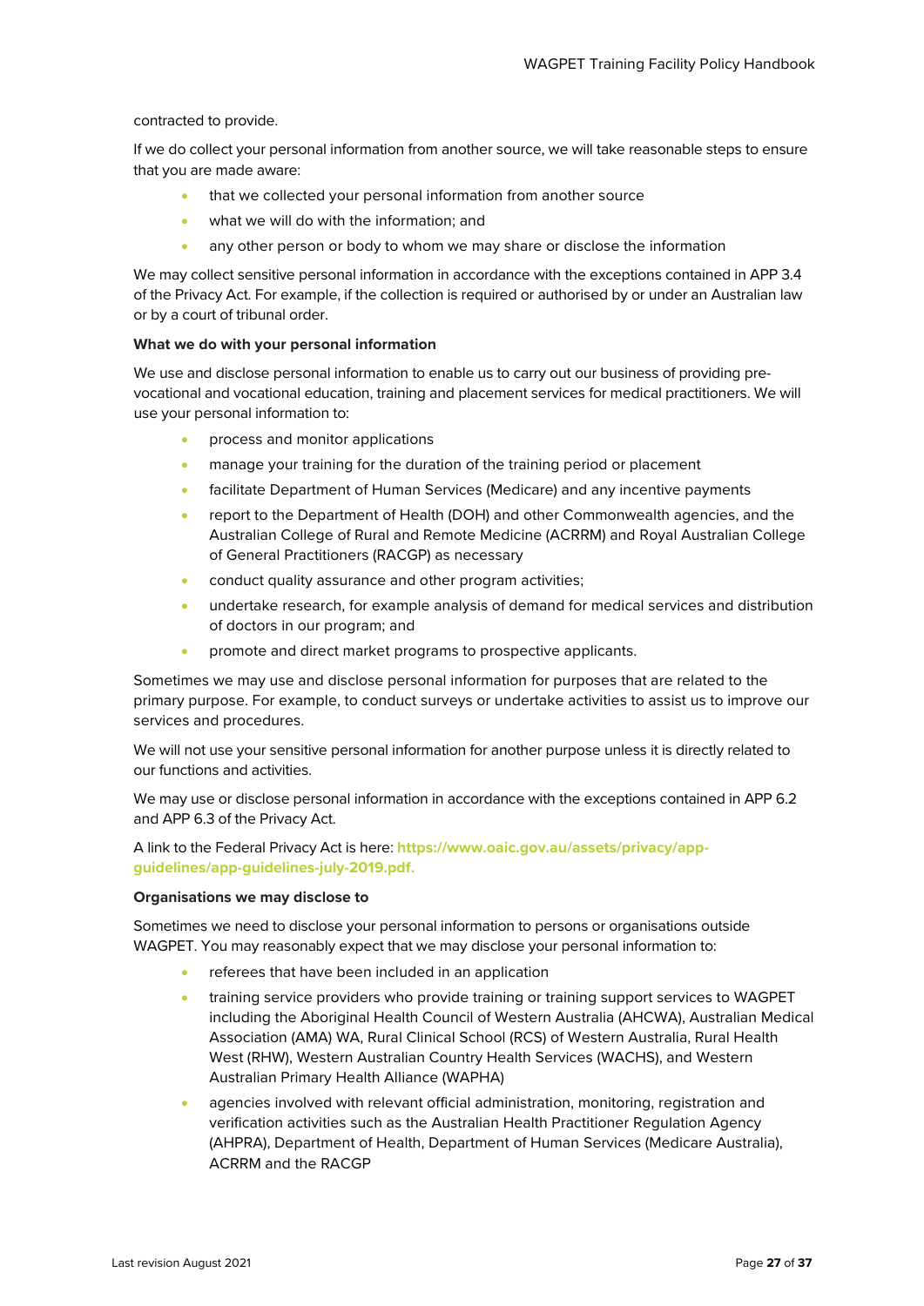contracted to provide.

If we do collect your personal information from another source, we will take reasonable steps to ensure that you are made aware:

- that we collected your personal information from another source
- what we will do with the information; and
- any other person or body to whom we may share or disclose the information

We may collect sensitive personal information in accordance with the exceptions contained in APP 3.4 of the Privacy Act. For example, if the collection is required or authorised by or under an Australian law or by a court of tribunal order.

**What we do with your personal information**

We use and disclose personal information to enable us to carry out our business of providing pre-vocational and vocational education, training and placement services for medical practitioners. We will use your personal information to:

- process and monitor applications
- manage your training for the duration of the training period or placement
- facilitate Department of Human Services (Medicare) and any incentive payments
- report to the Department of Health (DOH) and other Commonwealth agencies, and the Australian College of Rural and Remote Medicine (ACRRM) and Royal Australian College of General Practitioners (RACGP) as necessary
- conduct quality assurance and other program activities;
- undertake research, for example analysis of demand for medical services and distribution of doctors in our program; and
- promote and direct market programs to prospective applicants.

Sometimes we may use and disclose personal information for purposes that are related to the primary purpose. For example, to conduct surveys or undertake activities to assist us to improve our services and procedures.

We will not use your sensitive personal information for another purpose unless it is directly related to our functions and activities.

We may use or disclose personal information in accordance with the exceptions contained in APP 6.2 and APP 6.3 of the Privacy Act.

A link to the Federal Privacy Act is here: **https://www.oaic.gov.au/assets/privacy/app-guidelines/app-guidelines-july-2019.pdf.**

**Organisations we may disclose to**

Sometimes we need to disclose your personal information to persons or organisations outside WAGPET. You may reasonably expect that we may disclose your personal information to:

- referees that have been included in an application
- training service providers who provide training or training support services to WAGPET including the Aboriginal Health Council of Western Australia (AHCWA), Australian Medical Association (AMA) WA, Rural Clinical School (RCS) of Western Australia, Rural Health West (RHW), Western Australian Country Health Services (WACHS), and Western Australian Primary Health Alliance (WAPHA)
- agencies involved with relevant official administration, monitoring, registration and verification activities such as the Australian Health Practitioner Regulation Agency (AHPRA), Department of Health, Department of Human Services (Medicare Australia), ACRRM and the RACGP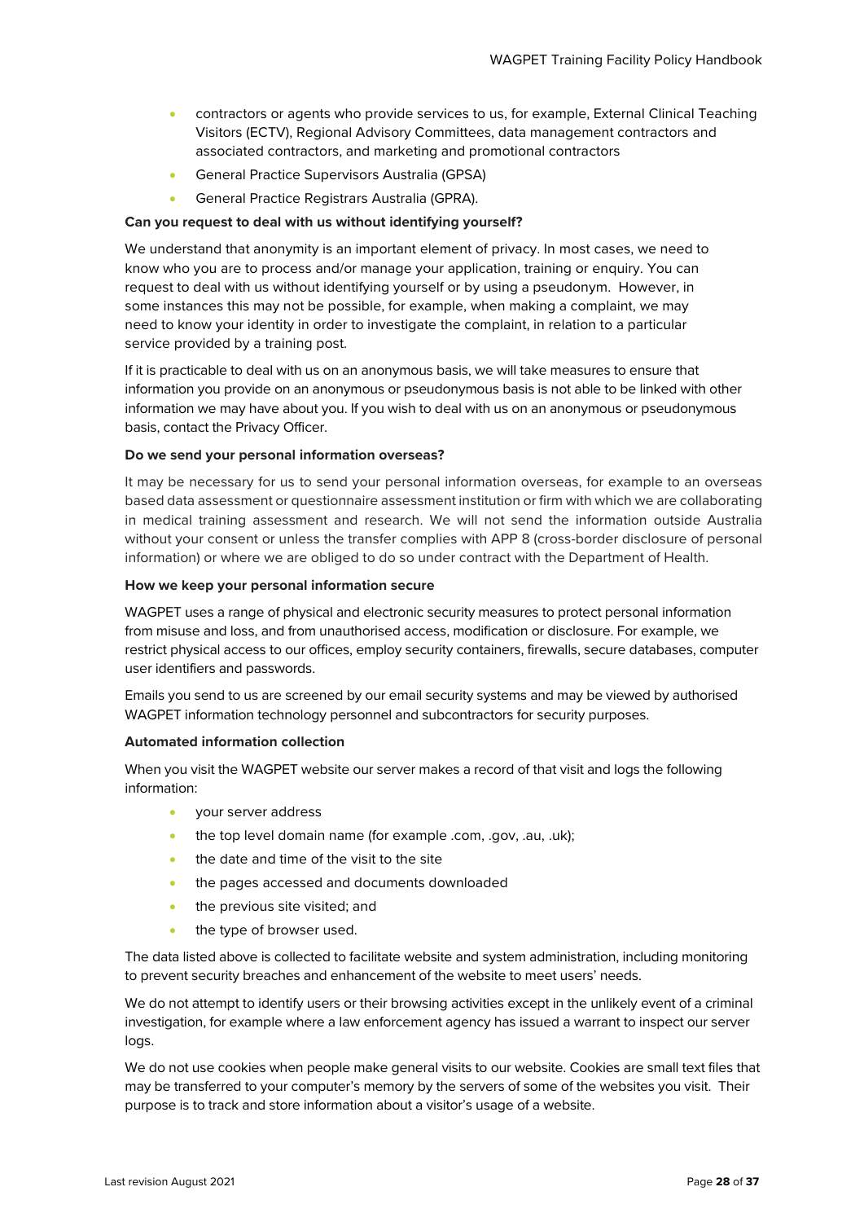- contractors or agents who provide services to us, for example, External Clinical Teaching Visitors (ECTV), Regional Advisory Committees, data management contractors and associated contractors, and marketing and promotional contractors
- General Practice Supervisors Australia (GPSA)
- General Practice Registrars Australia (GPRA).

**Can you request to deal with us without identifying yourself?**

We understand that anonymity is an important element of privacy. In most cases, we need to know who you are to process and/or manage your application, training or enquiry. You can request to deal with us without identifying yourself or by using a pseudonym. However, in some instances this may not be possible, for example, when making a complaint, we may need to know your identity in order to investigate the complaint, in relation to a particular service provided by a training post.

If it is practicable to deal with us on an anonymous basis, we will take measures to ensure that information you provide on an anonymous or pseudonymous basis is not able to be linked with other information we may have about you. If you wish to deal with us on an anonymous or pseudonymous basis, contact the Privacy Officer.

**Do we send your personal information overseas?**

It may be necessary for us to send your personal information overseas, for example to an overseas based data assessment or questionnaire assessment institution or firm with which we are collaborating in medical training assessment and research. We will not send the information outside Australia without your consent or unless the transfer complies with APP 8 (cross-border disclosure of personal information) or where we are obliged to do so under contract with the Department of Health.

**How we keep your personal information secure**

WAGPET uses a range of physical and electronic security measures to protect personal information from misuse and loss, and from unauthorised access, modification or disclosure. For example, we restrict physical access to our offices, employ security containers, firewalls, secure databases, computer user identifiers and passwords.

Emails you send to us are screened by our email security systems and may be viewed by authorised WAGPET information technology personnel and subcontractors for security purposes.

**Automated information collection**

When you visit the WAGPET website our server makes a record of that visit and logs the following information:

- your server address
- the top level domain name (for example .com, .gov, .au, .uk);
- the date and time of the visit to the site
- the pages accessed and documents downloaded
- the previous site visited; and
- the type of browser used.

The data listed above is collected to facilitate website and system administration, including monitoring to prevent security breaches and enhancement of the website to meet users' needs.

We do not attempt to identify users or their browsing activities except in the unlikely event of a criminal investigation, for example where a law enforcement agency has issued a warrant to inspect our server logs.

We do not use cookies when people make general visits to our website. Cookies are small text files that may be transferred to your computer's memory by the servers of some of the websites you visit. Their purpose is to track and store information about a visitor's usage of a website.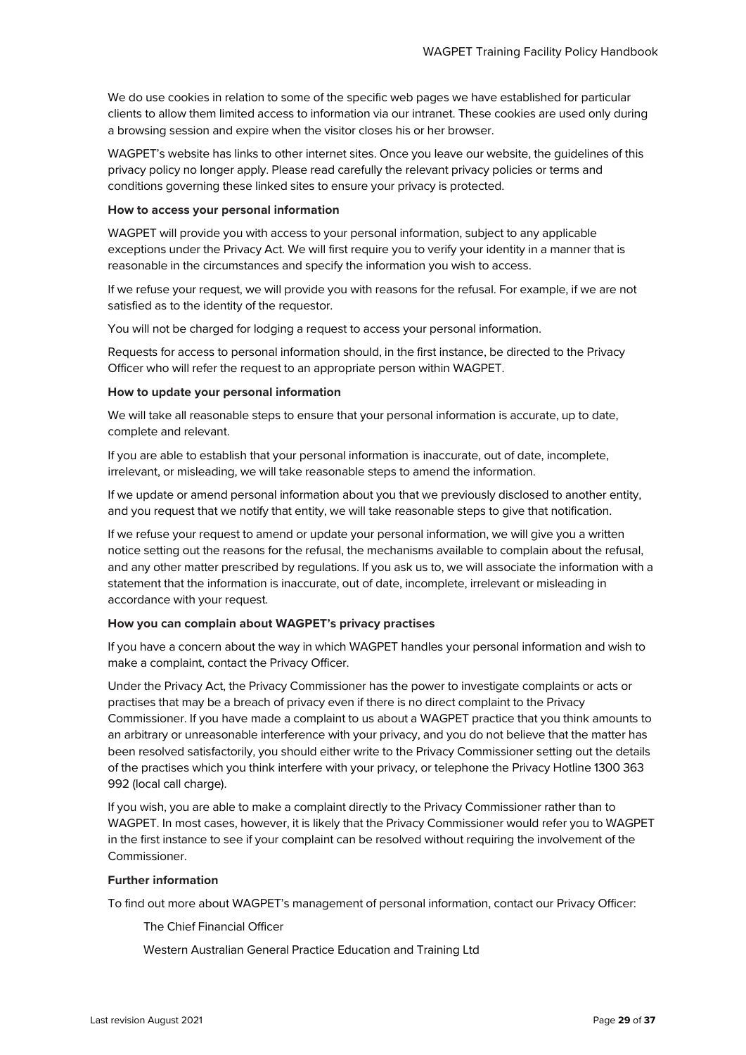We do use cookies in relation to some of the specific web pages we have established for particular clients to allow them limited access to information via our intranet. These cookies are used only during a browsing session and expire when the visitor closes his or her browser.

WAGPET's website has links to other internet sites. Once you leave our website, the guidelines of this privacy policy no longer apply. Please read carefully the relevant privacy policies or terms and conditions governing these linked sites to ensure your privacy is protected.

**How to access your personal information**

WAGPET will provide you with access to your personal information, subject to any applicable exceptions under the Privacy Act. We will first require you to verify your identity in a manner that is reasonable in the circumstances and specify the information you wish to access.

If we refuse your request, we will provide you with reasons for the refusal. For example, if we are not satisfied as to the identity of the requestor.

You will not be charged for lodging a request to access your personal information.

Requests for access to personal information should, in the first instance, be directed to the Privacy Officer who will refer the request to an appropriate person within WAGPET.

**How to update your personal information**

We will take all reasonable steps to ensure that your personal information is accurate, up to date, complete and relevant.

If you are able to establish that your personal information is inaccurate, out of date, incomplete, irrelevant, or misleading, we will take reasonable steps to amend the information.

If we update or amend personal information about you that we previously disclosed to another entity, and you request that we notify that entity, we will take reasonable steps to give that notification.

If we refuse your request to amend or update your personal information, we will give you a written notice setting out the reasons for the refusal, the mechanisms available to complain about the refusal, and any other matter prescribed by regulations. If you ask us to, we will associate the information with a statement that the information is inaccurate, out of date, incomplete, irrelevant or misleading in accordance with your request.

**How you can complain about WAGPET's privacy practises**

If you have a concern about the way in which WAGPET handles your personal information and wish to make a complaint, contact the Privacy Officer.

Under the Privacy Act, the Privacy Commissioner has the power to investigate complaints or acts or practises that may be a breach of privacy even if there is no direct complaint to the Privacy Commissioner. If you have made a complaint to us about a WAGPET practice that you think amounts to an arbitrary or unreasonable interference with your privacy, and you do not believe that the matter has been resolved satisfactorily, you should either write to the Privacy Commissioner setting out the details of the practises which you think interfere with your privacy, or telephone the Privacy Hotline 1300 363 992 (local call charge).

If you wish, you are able to make a complaint directly to the Privacy Commissioner rather than to WAGPET. In most cases, however, it is likely that the Privacy Commissioner would refer you to WAGPET in the first instance to see if your complaint can be resolved without requiring the involvement of the Commissioner.

**Further information**

To find out more about WAGPET's management of personal information, contact our Privacy Officer:

The Chief Financial Officer

Western Australian General Practice Education and Training Ltd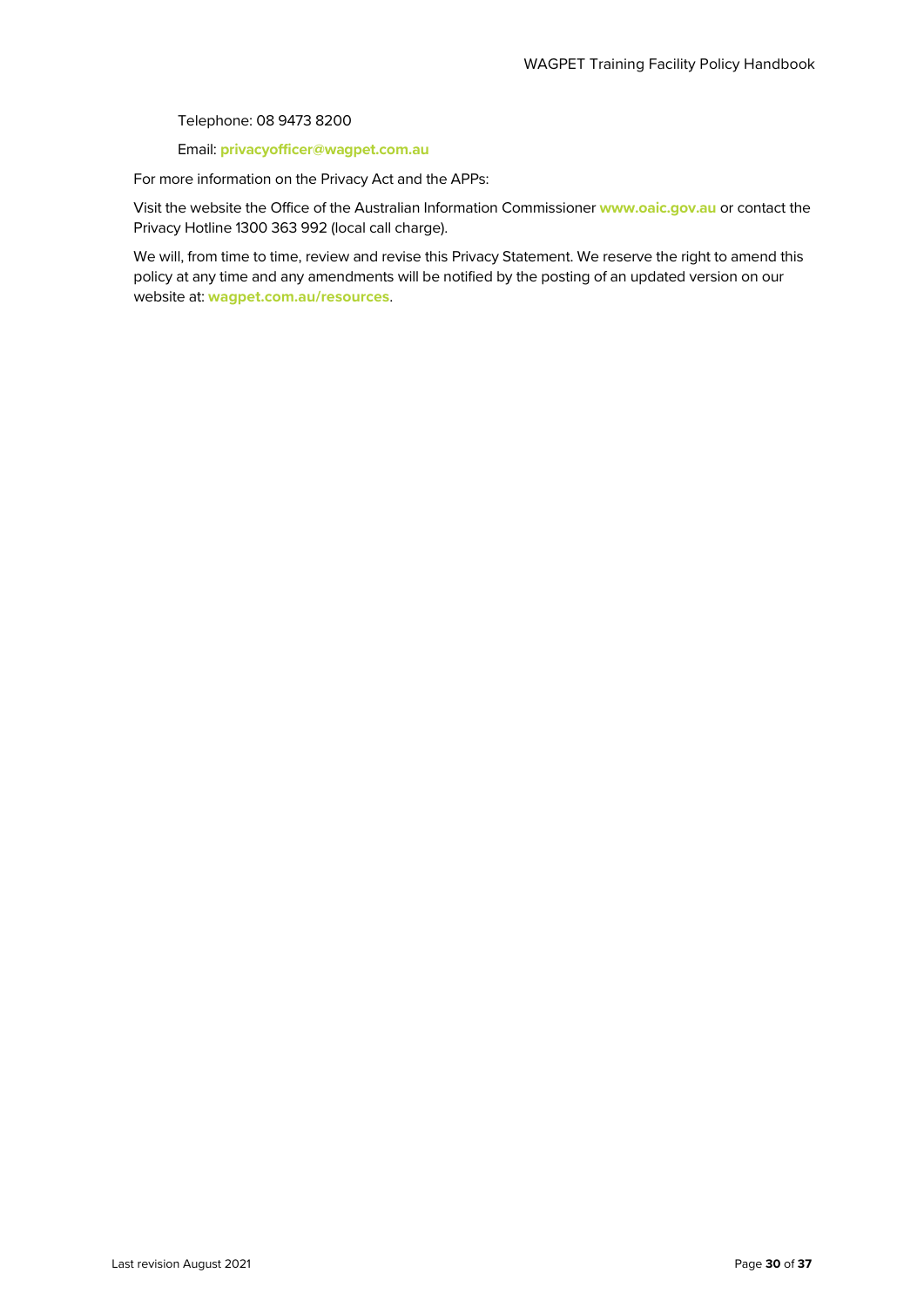Telephone: 08 9473 8200

Email: **privacyofficer@wagpet.com.au**

For more information on the Privacy Act and the APPs:

Visit the website the Office of the Australian Information Commissioner **www.oaic.gov.au** or contact the Privacy Hotline 1300 363 992 (local call charge).

We will, from time to time, review and revise this Privacy Statement. We reserve the right to amend this policy at any time and any amendments will be notified by the posting of an updated version on our website at: **wagpet.com.au/resources**.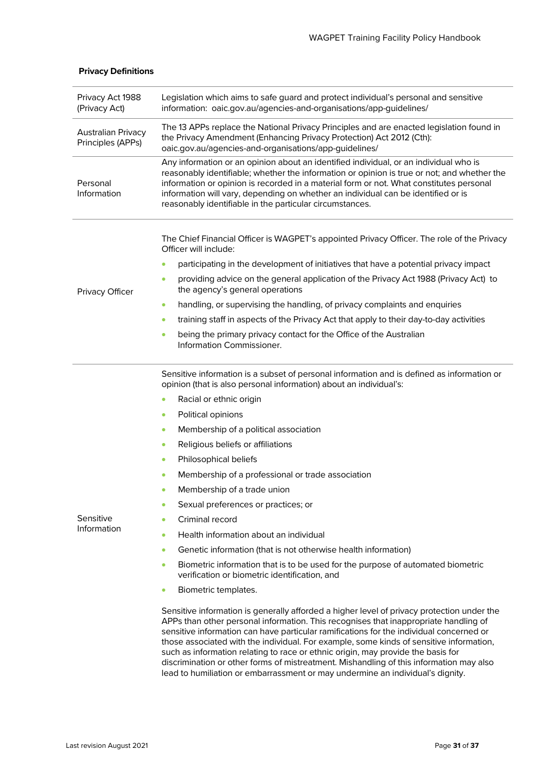**Privacy Definitions**

| | |
|---|---|
| Privacy Act 1988 (Privacy Act) | Legislation which aims to safe guard and protect individual's personal and sensitive information: oaic.gov.au/agencies-and-organisations/app-guidelines/ |
| Australian Privacy Principles (APPs) | The 13 APPs replace the National Privacy Principles and are enacted legislation found in the Privacy Amendment (Enhancing Privacy Protection) Act 2012 (Cth): oaic.gov.au/agencies-and-organisations/app-guidelines/ |
| Personal Information | Any information or an opinion about an identified individual, or an individual who is reasonably identifiable; whether the information or opinion is true or not; and whether the information or opinion is recorded in a material form or not. What constitutes personal information will vary, depending on whether an individual can be identified or is reasonably identifiable in the particular circumstances. |
| Privacy Officer | The Chief Financial Officer is WAGPET's appointed Privacy Officer. The role of the Privacy Officer will include:<br>• participating in the development of initiatives that have a potential privacy impact<br>• providing advice on the general application of the Privacy Act 1988 (Privacy Act) to the agency's general operations<br>• handling, or supervising the handling, of privacy complaints and enquiries<br>• training staff in aspects of the Privacy Act that apply to their day-to-day activities<br>• being the primary privacy contact for the Office of the Australian Information Commissioner. |
| Sensitive Information | Sensitive information is a subset of personal information and is defined as information or opinion (that is also personal information) about an individual's:<br>• Racial or ethnic origin<br>• Political opinions<br>• Membership of a political association<br>• Religious beliefs or affiliations<br>• Philosophical beliefs<br>• Membership of a professional or trade association<br>• Membership of a trade union<br>• Sexual preferences or practices; or<br>• Criminal record<br>• Health information about an individual<br>• Genetic information (that is not otherwise health information)<br>• Biometric information that is to be used for the purpose of automated biometric verification or biometric identification, and<br>• Biometric templates.<br><br>Sensitive information is generally afforded a higher level of privacy protection under the APPs than other personal information. This recognises that inappropriate handling of sensitive information can have particular ramifications for the individual concerned or those associated with the individual. For example, some kinds of sensitive information, such as information relating to race or ethnic origin, may provide the basis for discrimination or other forms of mistreatment. Mishandling of this information may also lead to humiliation or embarrassment or may undermine an individual's dignity. |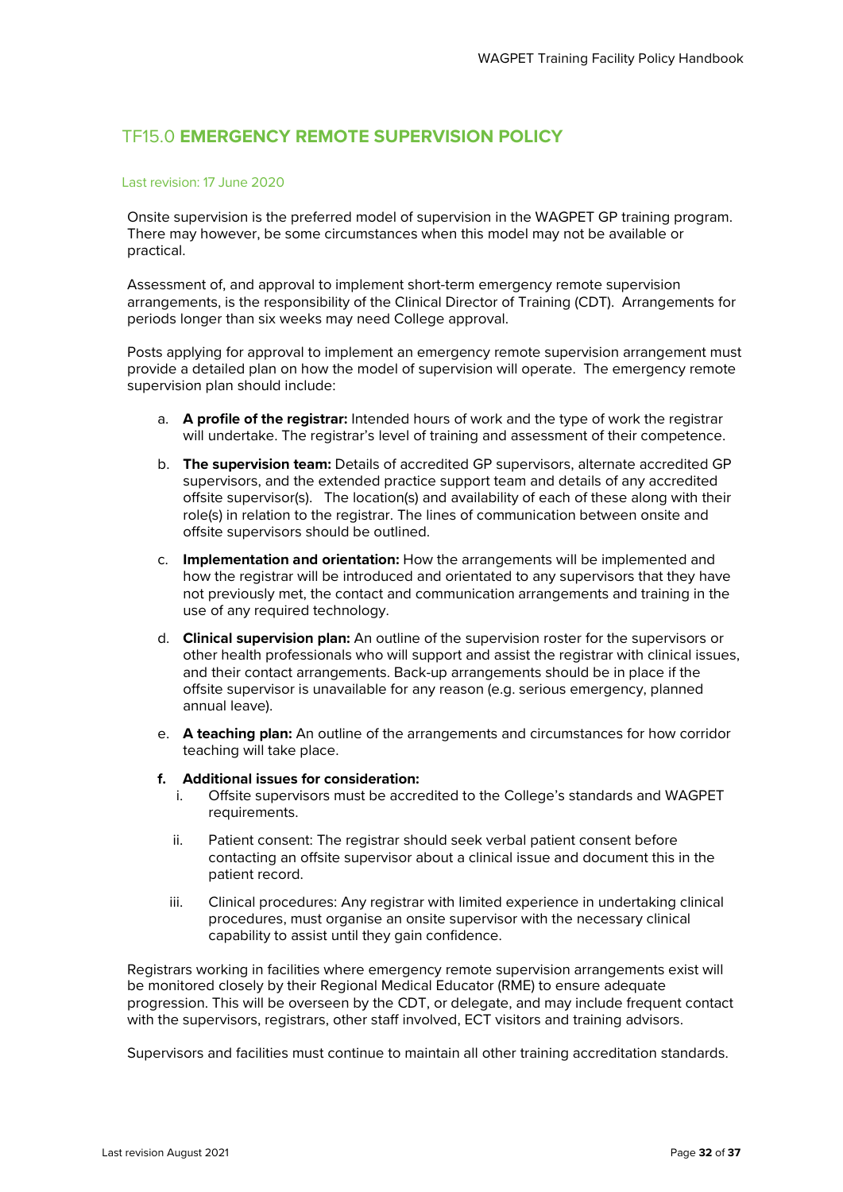## TF15.0 **EMERGENCY REMOTE SUPERVISION POLICY**

Last revision: 17 June 2020

Onsite supervision is the preferred model of supervision in the WAGPET GP training program. There may however, be some circumstances when this model may not be available or practical.

Assessment of, and approval to implement short-term emergency remote supervision arrangements, is the responsibility of the Clinical Director of Training (CDT). Arrangements for periods longer than six weeks may need College approval.

Posts applying for approval to implement an emergency remote supervision arrangement must provide a detailed plan on how the model of supervision will operate. The emergency remote supervision plan should include:

a. **A profile of the registrar:** Intended hours of work and the type of work the registrar will undertake. The registrar's level of training and assessment of their competence.

b. **The supervision team:** Details of accredited GP supervisors, alternate accredited GP supervisors, and the extended practice support team and details of any accredited offsite supervisor(s). The location(s) and availability of each of these along with their role(s) in relation to the registrar. The lines of communication between onsite and offsite supervisors should be outlined.

c. **Implementation and orientation:** How the arrangements will be implemented and how the registrar will be introduced and orientated to any supervisors that they have not previously met, the contact and communication arrangements and training in the use of any required technology.

d. **Clinical supervision plan:** An outline of the supervision roster for the supervisors or other health professionals who will support and assist the registrar with clinical issues, and their contact arrangements. Back-up arrangements should be in place if the offsite supervisor is unavailable for any reason (e.g. serious emergency, planned annual leave).

e. **A teaching plan:** An outline of the arrangements and circumstances for how corridor teaching will take place.

f. **Additional issues for consideration:**
   i. Offsite supervisors must be accredited to the College's standards and WAGPET requirements.
   ii. Patient consent: The registrar should seek verbal patient consent before contacting an offsite supervisor about a clinical issue and document this in the patient record.
   iii. Clinical procedures: Any registrar with limited experience in undertaking clinical procedures, must organise an onsite supervisor with the necessary clinical capability to assist until they gain confidence.

Registrars working in facilities where emergency remote supervision arrangements exist will be monitored closely by their Regional Medical Educator (RME) to ensure adequate progression. This will be overseen by the CDT, or delegate, and may include frequent contact with the supervisors, registrars, other staff involved, ECT visitors and training advisors.

Supervisors and facilities must continue to maintain all other training accreditation standards.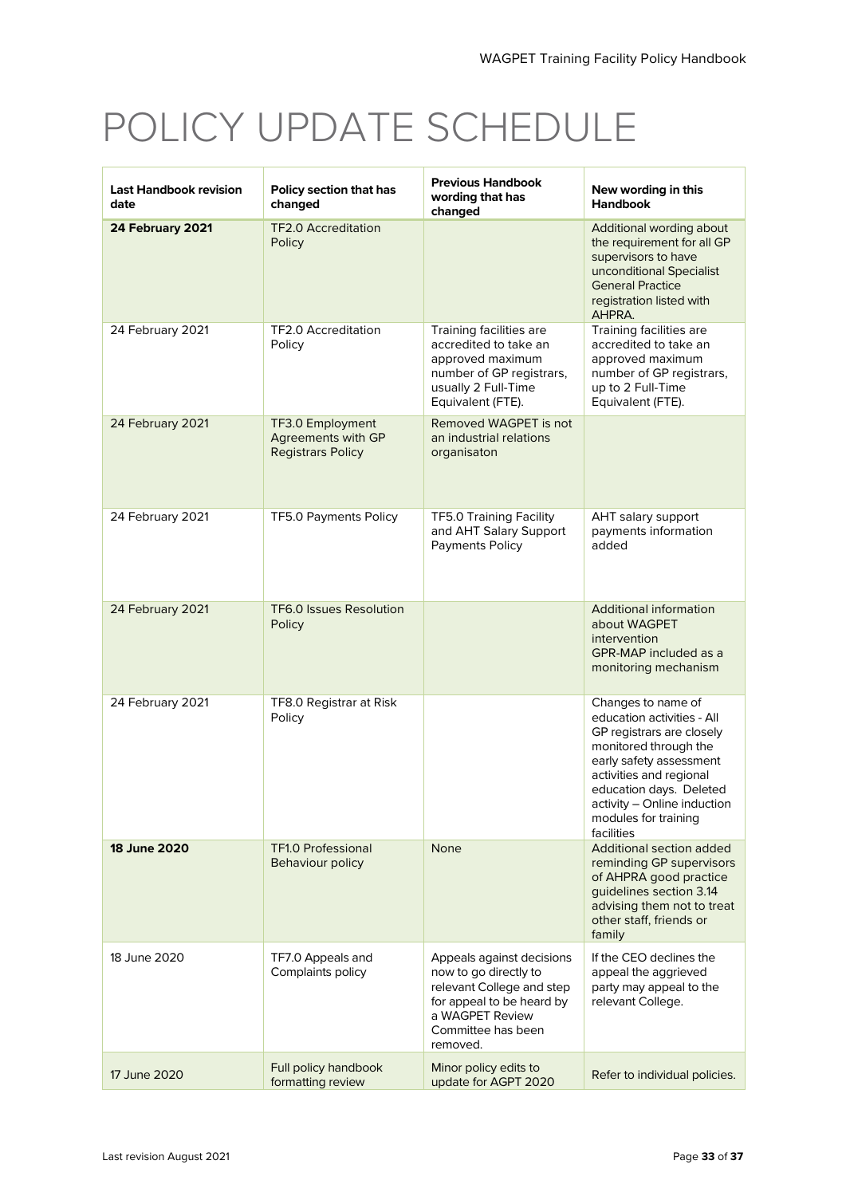# POLICY UPDATE SCHEDULE

| Last Handbook revision date | Policy section that has changed | Previous Handbook wording that has changed | New wording in this Handbook |
|---|---|---|---|
| **24 February 2021** | TF2.0 Accreditation Policy | | Additional wording about the requirement for all GP supervisors to have unconditional Specialist General Practice registration listed with AHPRA. |
| 24 February 2021 | TF2.0 Accreditation Policy | Training facilities are accredited to take an approved maximum number of GP registrars, usually 2 Full-Time Equivalent (FTE). | Training facilities are accredited to take an approved maximum number of GP registrars, up to 2 Full-Time Equivalent (FTE). |
| 24 February 2021 | TF3.0 Employment Agreements with GP Registrars Policy | Removed WAGPET is not an industrial relations organisaton | |
| 24 February 2021 | TF5.0 Payments Policy | TF5.0 Training Facility and AHT Salary Support Payments Policy | AHT salary support payments information added |
| 24 February 2021 | TF6.0 Issues Resolution Policy | | Additional information about WAGPET intervention GPR-MAP included as a monitoring mechanism |
| 24 February 2021 | TF8.0 Registrar at Risk Policy | | Changes to name of education activities - All GP registrars are closely monitored through the early safety assessment activities and regional education days. Deleted activity – Online induction modules for training facilities |
| **18 June 2020** | TF1.0 Professional Behaviour policy | None | Additional section added reminding GP supervisors of AHPRA good practice guidelines section 3.14 advising them not to treat other staff, friends or family |
| 18 June 2020 | TF7.0 Appeals and Complaints policy | Appeals against decisions now to go directly to relevant College and step for appeal to be heard by a WAGPET Review Committee has been removed. | If the CEO declines the appeal the aggrieved party may appeal to the relevant College. |
| 17 June 2020 | Full policy handbook formatting review | Minor policy edits to update for AGPT 2020 | Refer to individual policies. |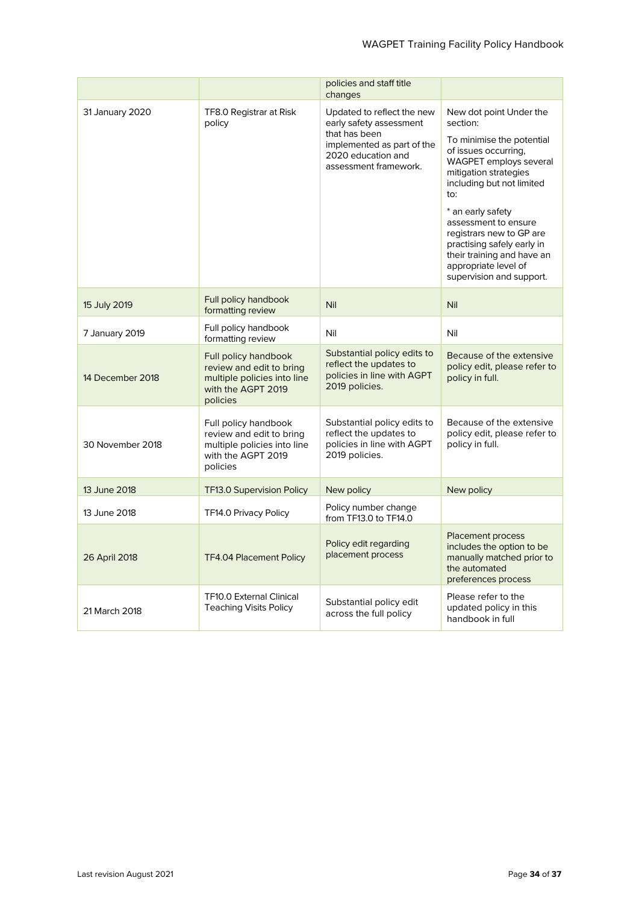| | | | |
|---|---|---|---|
| | | policies and staff title changes | |
| 31 January 2020 | TF8.0 Registrar at Risk policy | Updated to reflect the new early safety assessment that has been implemented as part of the 2020 education and assessment framework. | New dot point Under the section:<br><br>To minimise the potential of issues occurring, WAGPET employs several mitigation strategies including but not limited to:<br><br>* an early safety assessment to ensure registrars new to GP are practising safely early in their training and have an appropriate level of supervision and support. |
| 15 July 2019 | Full policy handbook formatting review | Nil | Nil |
| 7 January 2019 | Full policy handbook formatting review | Nil | Nil |
| 14 December 2018 | Full policy handbook review and edit to bring multiple policies into line with the AGPT 2019 policies | Substantial policy edits to reflect the updates to policies in line with AGPT 2019 policies. | Because of the extensive policy edit, please refer to policy in full. |
| 30 November 2018 | Full policy handbook review and edit to bring multiple policies into line with the AGPT 2019 policies | Substantial policy edits to reflect the updates to policies in line with AGPT 2019 policies. | Because of the extensive policy edit, please refer to policy in full. |
| 13 June 2018 | TF13.0 Supervision Policy | New policy | New policy |
| 13 June 2018 | TF14.0 Privacy Policy | Policy number change from TF13.0 to TF14.0 | |
| 26 April 2018 | TF4.04 Placement Policy | Policy edit regarding placement process | Placement process includes the option to be manually matched prior to the automated preferences process |
| 21 March 2018 | TF10.0 External Clinical Teaching Visits Policy | Substantial policy edit across the full policy | Please refer to the updated policy in this handbook in full |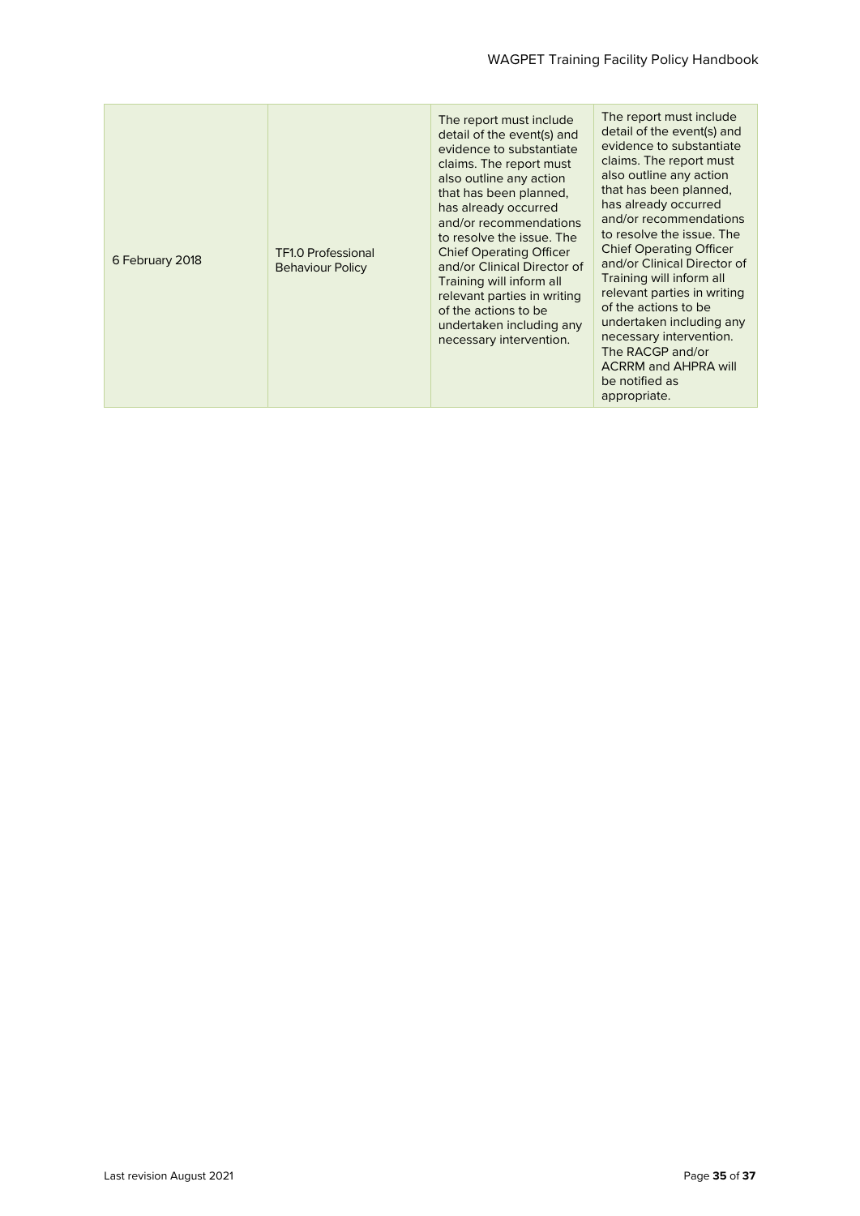| | | | |
|---|---|---|---|
| 6 February 2018 | TF1.0 Professional Behaviour Policy | The report must include detail of the event(s) and evidence to substantiate claims. The report must also outline any action that has been planned, has already occurred and/or recommendations to resolve the issue. The Chief Operating Officer and/or Clinical Director of Training will inform all relevant parties in writing of the actions to be undertaken including any necessary intervention. | The report must include detail of the event(s) and evidence to substantiate claims. The report must also outline any action that has been planned, has already occurred and/or recommendations to resolve the issue. The Chief Operating Officer and/or Clinical Director of Training will inform all relevant parties in writing of the actions to be undertaken including any necessary intervention. The RACGP and/or ACRRM and AHPRA will be notified as appropriate. |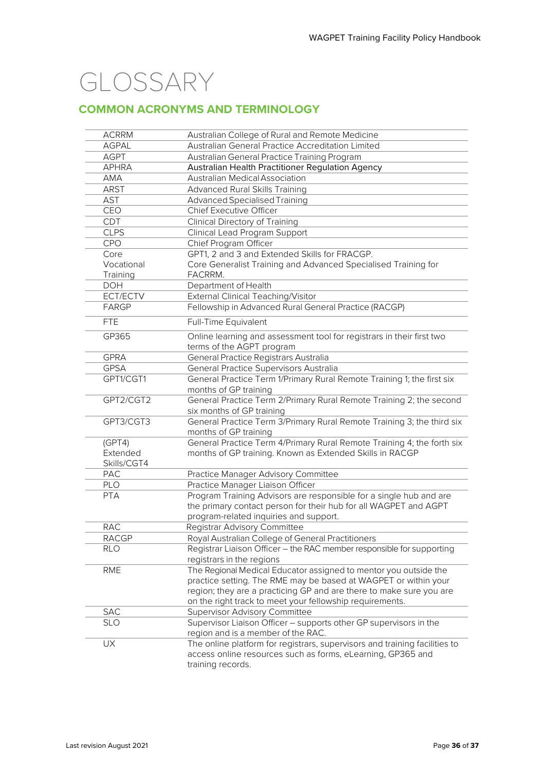# GLOSSARY

## COMMON ACRONYMS AND TERMINOLOGY

| | |
|---|---|
| ACRRM | Australian College of Rural and Remote Medicine |
| AGPAL | Australian General Practice Accreditation Limited |
| AGPT | Australian General Practice Training Program |
| APHRA | Australian Health Practitioner Regulation Agency |
| AMA | Australian Medical Association |
| ARST | Advanced Rural Skills Training |
| AST | Advanced Specialised Training |
| CEO | Chief Executive Officer |
| CDT | Clinical Directory of Training |
| CLPS | Clinical Lead Program Support |
| CPO | Chief Program Officer |
| Core Vocational Training | GPT1, 2 and 3 and Extended Skills for FRACGP. Core Generalist Training and Advanced Specialised Training for FACRRM. |
| DOH | Department of Health |
| ECT/ECTV | External Clinical Teaching/Visitor |
| FARGP | Fellowship in Advanced Rural General Practice (RACGP) |
| FTE | Full-Time Equivalent |
| GP365 | Online learning and assessment tool for registrars in their first two terms of the AGPT program |
| GPRA | General Practice Registrars Australia |
| GPSA | General Practice Supervisors Australia |
| GPT1/CGT1 | General Practice Term 1/Primary Rural Remote Training 1; the first six months of GP training |
| GPT2/CGT2 | General Practice Term 2/Primary Rural Remote Training 2; the second six months of GP training |
| GPT3/CGT3 | General Practice Term 3/Primary Rural Remote Training 3; the third six months of GP training |
| (GPT4) Extended Skills/CGT4 | General Practice Term 4/Primary Rural Remote Training 4; the forth six months of GP training. Known as Extended Skills in RACGP |
| PAC | Practice Manager Advisory Committee |
| PLO | Practice Manager Liaison Officer |
| PTA | Program Training Advisors are responsible for a single hub and are the primary contact person for their hub for all WAGPET and AGPT program-related inquiries and support. |
| RAC | Registrar Advisory Committee |
| RACGP | Royal Australian College of General Practitioners |
| RLO | Registrar Liaison Officer – the RAC member responsible for supporting registrars in the regions |
| RME | The Regional Medical Educator assigned to mentor you outside the practice setting. The RME may be based at WAGPET or within your region; they are a practicing GP and are there to make sure you are on the right track to meet your fellowship requirements. |
| SAC | Supervisor Advisory Committee |
| SLO | Supervisor Liaison Officer – supports other GP supervisors in the region and is a member of the RAC. |
| UX | The online platform for registrars, supervisors and training facilities to access online resources such as forms, eLearning, GP365 and training records. |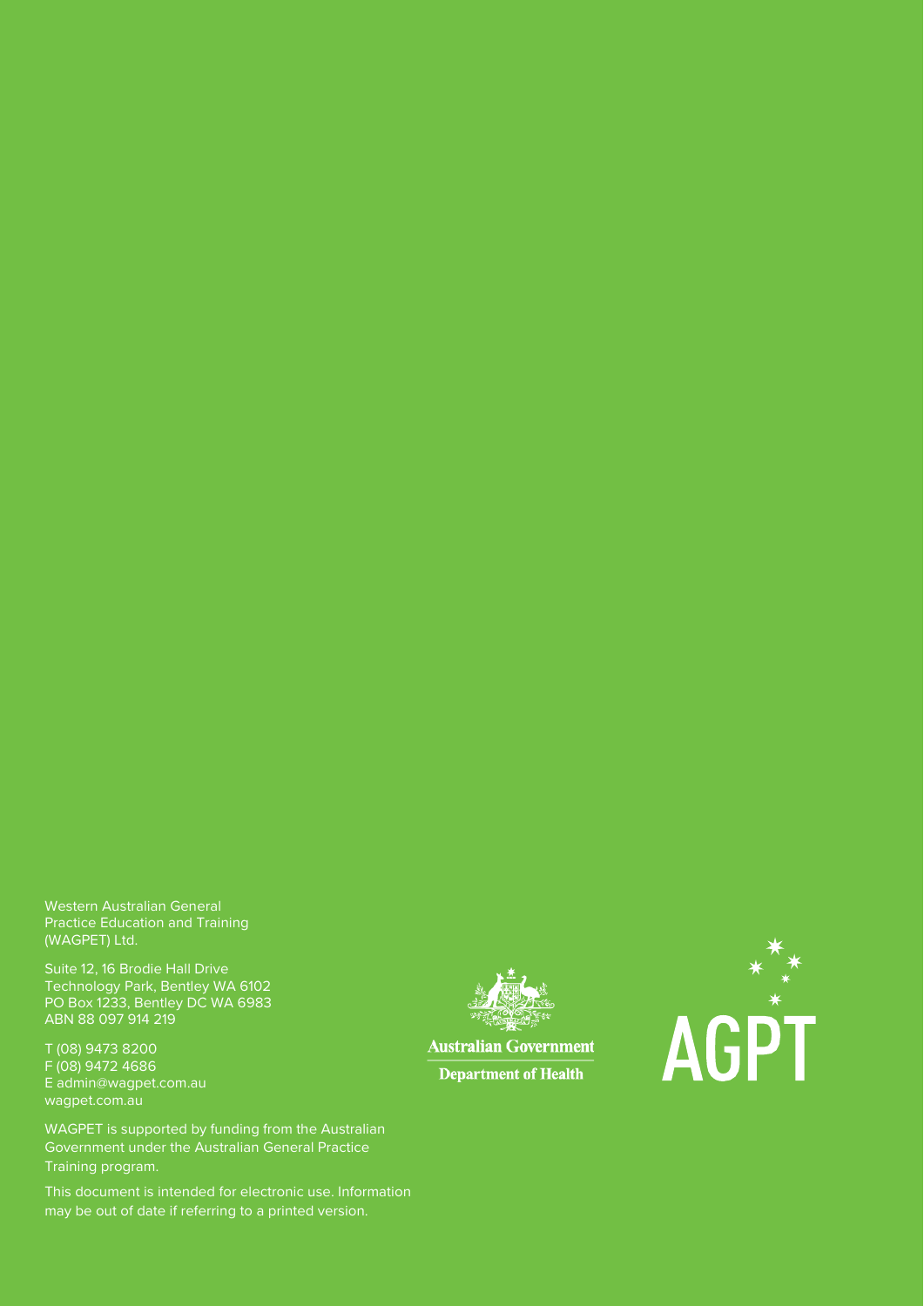Western Australian General Practice Education and Training (WAGPET) Ltd.

Suite 12, 16 Brodie Hall Drive
Technology Park, Bentley WA 6102
PO Box 1233, Bentley DC WA 6983
ABN 88 097 914 219

T (08) 9473 8200
F (08) 9472 4686
E admin@wagpet.com.au
wagpet.com.au

WAGPET is supported by funding from the Australian Government under the Australian General Practice Training program.

This document is intended for electronic use. Information may be out of date if referring to a printed version.

Australian Government
Department of Health

AGPT